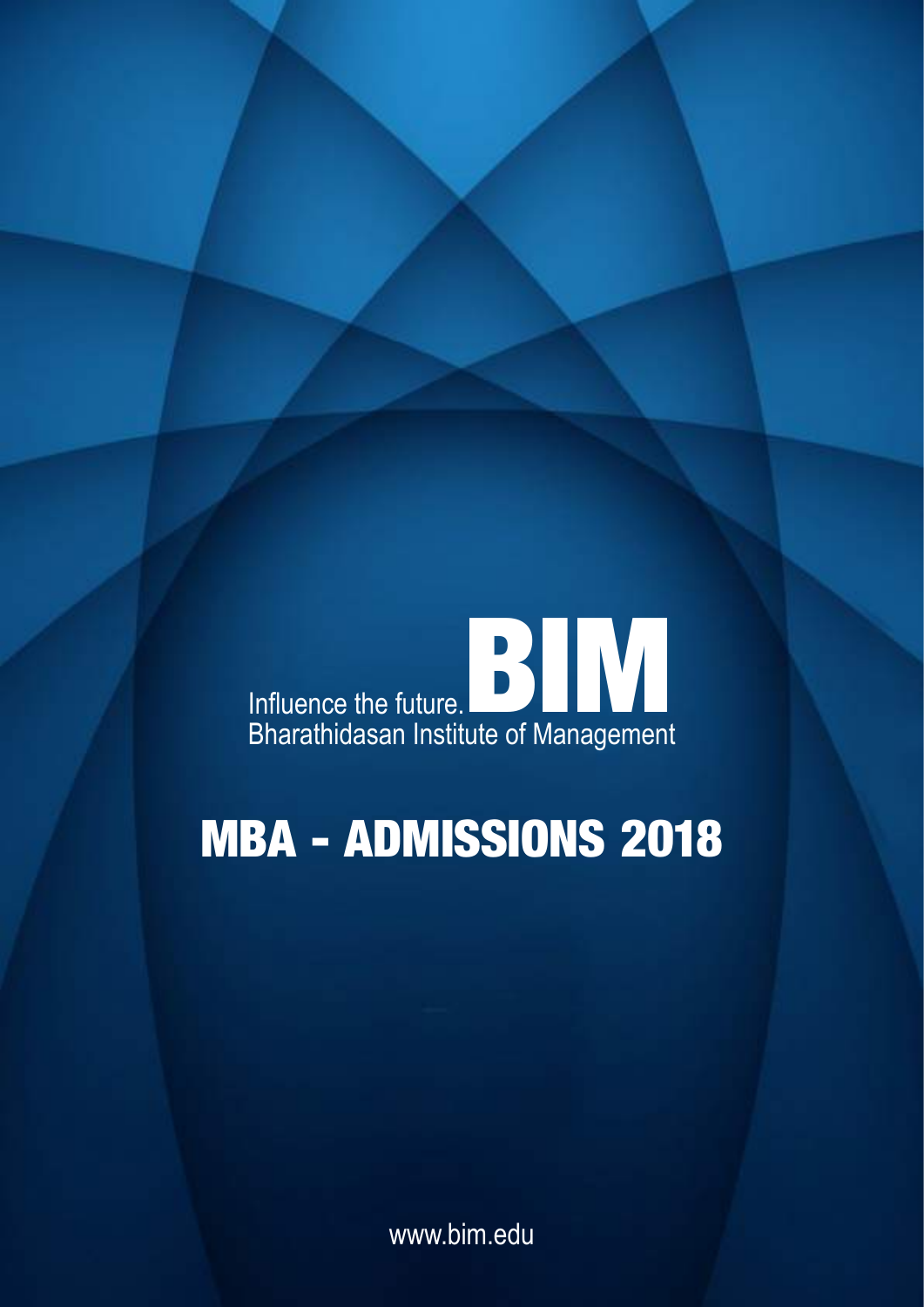Influence the future. **BIM**

Bharathidasan Institute of Management

# MBA - ADMISSIONS 2018

www.bim.edu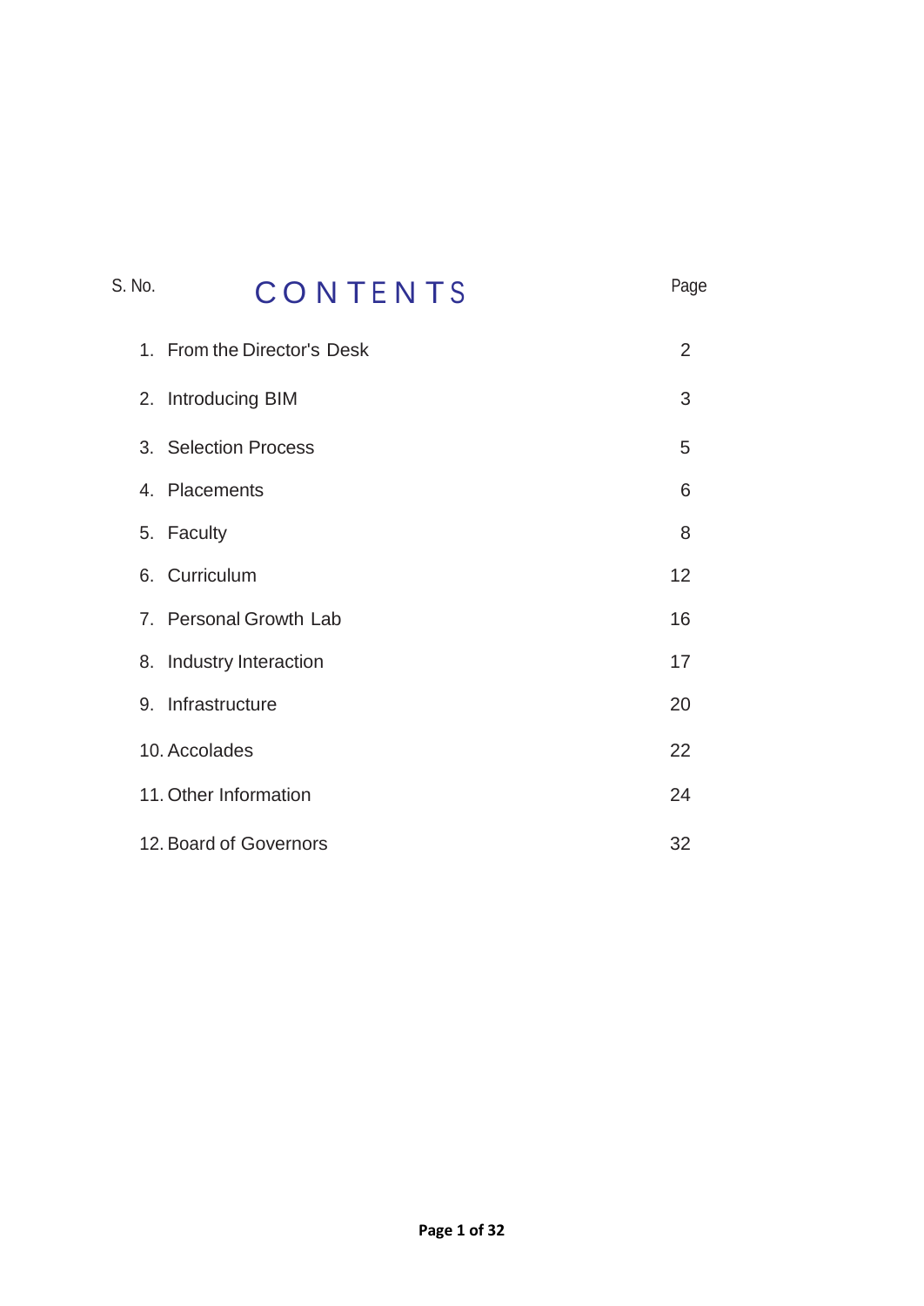# CONTENTS

| S. No. | | Page |
|---|---|---|
| 1. | From the Director's Desk | 2 |
| 2. | Introducing BIM | 3 |
| 3. | Selection Process | 5 |
| 4. | Placements | 6 |
| 5. | Faculty | 8 |
| 6. | Curriculum | 12 |
| 7. | Personal Growth Lab | 16 |
| 8. | Industry Interaction | 17 |
| 9. | Infrastructure | 20 |
| 10. | Accolades | 22 |
| 11. | Other Information | 24 |
| 12. | Board of Governors | 32 |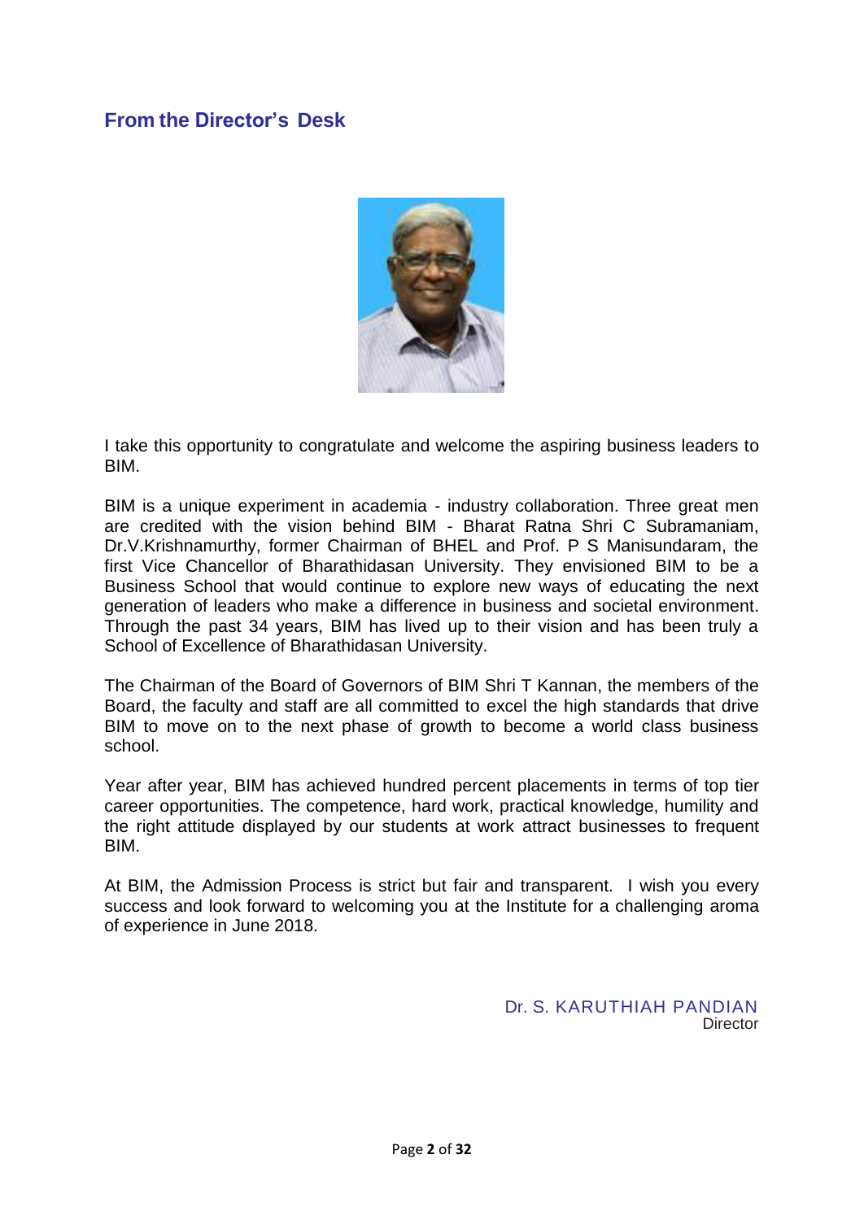## From the Director's Desk

I take this opportunity to congratulate and welcome the aspiring business leaders to BIM.

BIM is a unique experiment in academia - industry collaboration. Three great men are credited with the vision behind BIM - Bharat Ratna Shri C Subramaniam, Dr.V.Krishnamurthy, former Chairman of BHEL and Prof. P S Manisundaram, the first Vice Chancellor of Bharathidasan University. They envisioned BIM to be a Business School that would continue to explore new ways of educating the next generation of leaders who make a difference in business and societal environment. Through the past 34 years, BIM has lived up to their vision and has been truly a School of Excellence of Bharathidasan University.

The Chairman of the Board of Governors of BIM Shri T Kannan, the members of the Board, the faculty and staff are all committed to excel the high standards that drive BIM to move on to the next phase of growth to become a world class business school.

Year after year, BIM has achieved hundred percent placements in terms of top tier career opportunities. The competence, hard work, practical knowledge, humility and the right attitude displayed by our students at work attract businesses to frequent BIM.

At BIM, the Admission Process is strict but fair and transparent. I wish you every success and look forward to welcoming you at the Institute for a challenging aroma of experience in June 2018.

Dr. S. KARUTHIAH PANDIAN
Director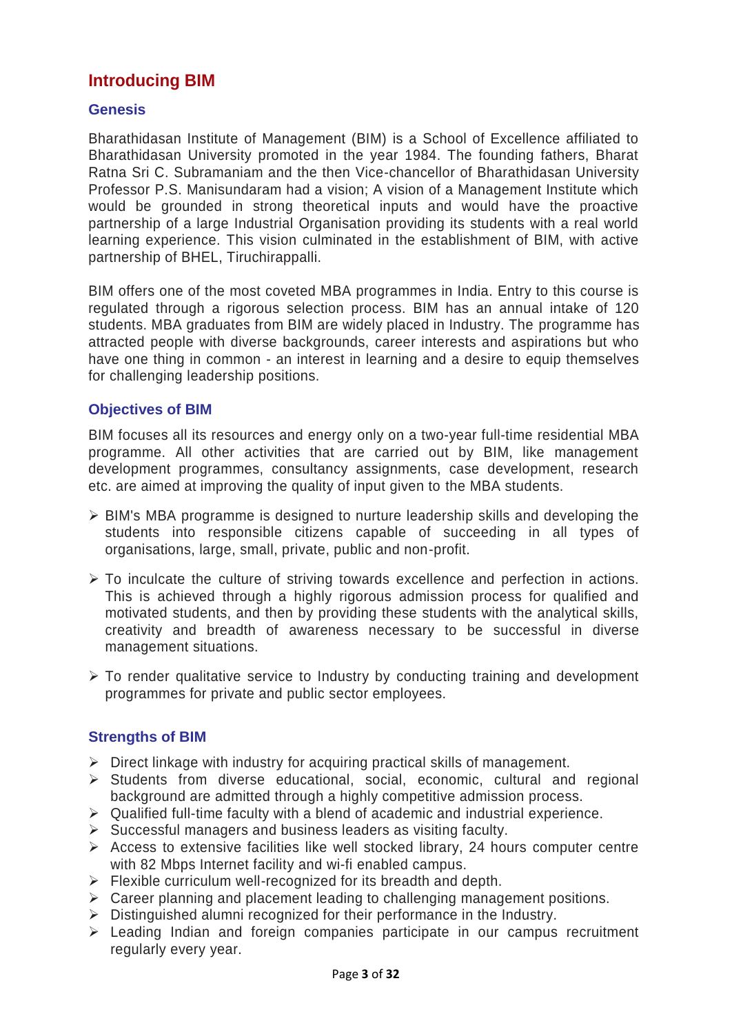# Introducing BIM

## Genesis

Bharathidasan Institute of Management (BIM) is a School of Excellence affiliated to Bharathidasan University promoted in the year 1984. The founding fathers, Bharat Ratna Sri C. Subramaniam and the then Vice-chancellor of Bharathidasan University Professor P.S. Manisundaram had a vision; A vision of a Management Institute which would be grounded in strong theoretical inputs and would have the proactive partnership of a large Industrial Organisation providing its students with a real world learning experience. This vision culminated in the establishment of BIM, with active partnership of BHEL, Tiruchirappalli.

BIM offers one of the most coveted MBA programmes in India. Entry to this course is regulated through a rigorous selection process. BIM has an annual intake of 120 students. MBA graduates from BIM are widely placed in Industry. The programme has attracted people with diverse backgrounds, career interests and aspirations but who have one thing in common - an interest in learning and a desire to equip themselves for challenging leadership positions.

## Objectives of BIM

BIM focuses all its resources and energy only on a two-year full-time residential MBA programme. All other activities that are carried out by BIM, like management development programmes, consultancy assignments, case development, research etc. are aimed at improving the quality of input given to the MBA students.

- BIM's MBA programme is designed to nurture leadership skills and developing the students into responsible citizens capable of succeeding in all types of organisations, large, small, private, public and non-profit.
- To inculcate the culture of striving towards excellence and perfection in actions. This is achieved through a highly rigorous admission process for qualified and motivated students, and then by providing these students with the analytical skills, creativity and breadth of awareness necessary to be successful in diverse management situations.
- To render qualitative service to Industry by conducting training and development programmes for private and public sector employees.

## Strengths of BIM

- Direct linkage with industry for acquiring practical skills of management.
- Students from diverse educational, social, economic, cultural and regional background are admitted through a highly competitive admission process.
- Qualified full-time faculty with a blend of academic and industrial experience.
- Successful managers and business leaders as visiting faculty.
- Access to extensive facilities like well stocked library, 24 hours computer centre with 82 Mbps Internet facility and wi-fi enabled campus.
- Flexible curriculum well-recognized for its breadth and depth.
- Career planning and placement leading to challenging management positions.
- Distinguished alumni recognized for their performance in the Industry.
- Leading Indian and foreign companies participate in our campus recruitment regularly every year.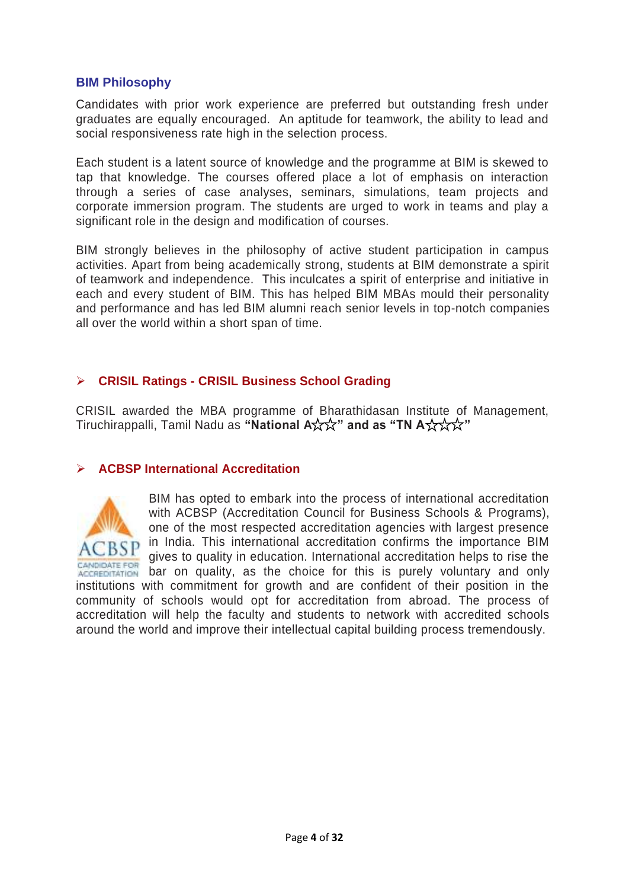## BIM Philosophy

Candidates with prior work experience are preferred but outstanding fresh under graduates are equally encouraged. An aptitude for teamwork, the ability to lead and social responsiveness rate high in the selection process.

Each student is a latent source of knowledge and the programme at BIM is skewed to tap that knowledge. The courses offered place a lot of emphasis on interaction through a series of case analyses, seminars, simulations, team projects and corporate immersion program. The students are urged to work in teams and play a significant role in the design and modification of courses.

BIM strongly believes in the philosophy of active student participation in campus activities. Apart from being academically strong, students at BIM demonstrate a spirit of teamwork and independence. This inculcates a spirit of enterprise and initiative in each and every student of BIM. This has helped BIM MBAs mould their personality and performance and has led BIM alumni reach senior levels in top-notch companies all over the world within a short span of time.

### ➢ CRISIL Ratings - CRISIL Business School Grading

CRISIL awarded the MBA programme of Bharathidasan Institute of Management, Tiruchirappalli, Tamil Nadu as **"National A☆☆" and as "TN A☆☆☆"**

### ➢ ACBSP International Accreditation

BIM has opted to embark into the process of international accreditation with ACBSP (Accreditation Council for Business Schools & Programs), one of the most respected accreditation agencies with largest presence in India. This international accreditation confirms the importance BIM gives to quality in education. International accreditation helps to rise the bar on quality, as the choice for this is purely voluntary and only institutions with commitment for growth and are confident of their position in the community of schools would opt for accreditation from abroad. The process of accreditation will help the faculty and students to network with accredited schools around the world and improve their intellectual capital building process tremendously.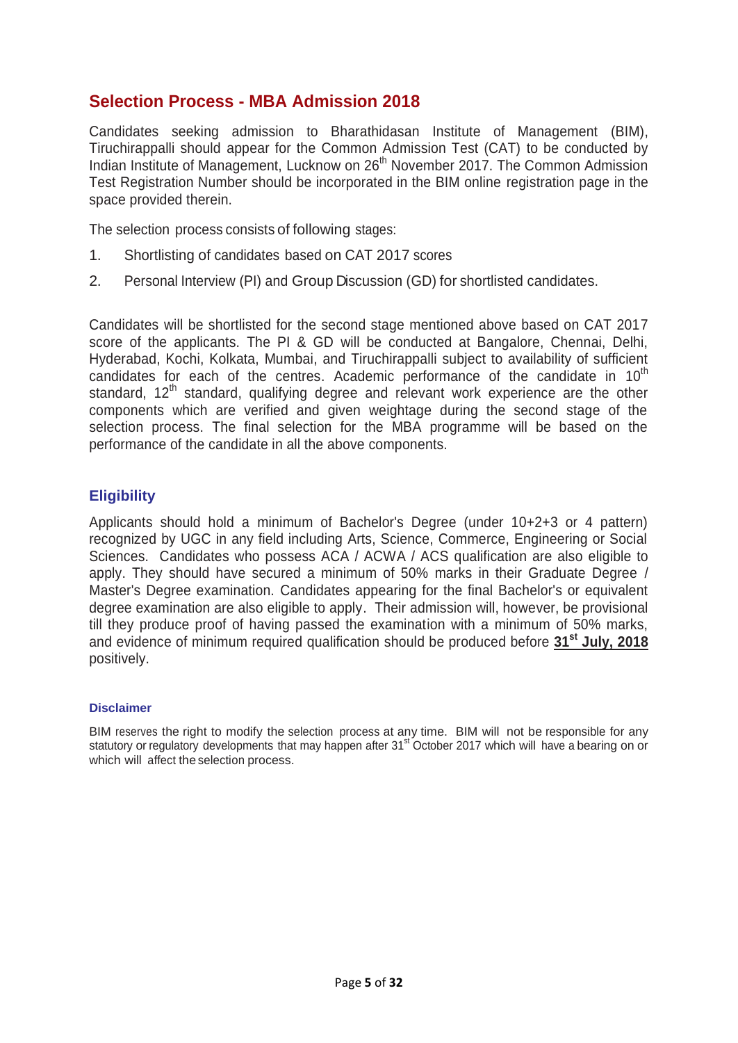## Selection Process - MBA Admission 2018

Candidates seeking admission to Bharathidasan Institute of Management (BIM), Tiruchirappalli should appear for the Common Admission Test (CAT) to be conducted by Indian Institute of Management, Lucknow on 26th November 2017. The Common Admission Test Registration Number should be incorporated in the BIM online registration page in the space provided therein.

The selection process consists of following stages:

1. Shortlisting of candidates based on CAT 2017 scores
2. Personal Interview (PI) and Group Discussion (GD) for shortlisted candidates.

Candidates will be shortlisted for the second stage mentioned above based on CAT 2017 score of the applicants. The PI & GD will be conducted at Bangalore, Chennai, Delhi, Hyderabad, Kochi, Kolkata, Mumbai, and Tiruchirappalli subject to availability of sufficient candidates for each of the centres. Academic performance of the candidate in 10th standard, 12th standard, qualifying degree and relevant work experience are the other components which are verified and given weightage during the second stage of the selection process. The final selection for the MBA programme will be based on the performance of the candidate in all the above components.

### Eligibility

Applicants should hold a minimum of Bachelor's Degree (under 10+2+3 or 4 pattern) recognized by UGC in any field including Arts, Science, Commerce, Engineering or Social Sciences. Candidates who possess ACA / ACWA / ACS qualification are also eligible to apply. They should have secured a minimum of 50% marks in their Graduate Degree / Master's Degree examination. Candidates appearing for the final Bachelor's or equivalent degree examination are also eligible to apply. Their admission will, however, be provisional till they produce proof of having passed the examination with a minimum of 50% marks, and evidence of minimum required qualification should be produced before **31st July, 2018** positively.

#### Disclaimer

BIM reserves the right to modify the selection process at any time. BIM will not be responsible for any statutory or regulatory developments that may happen after 31st October 2017 which will have a bearing on or which will affect the selection process.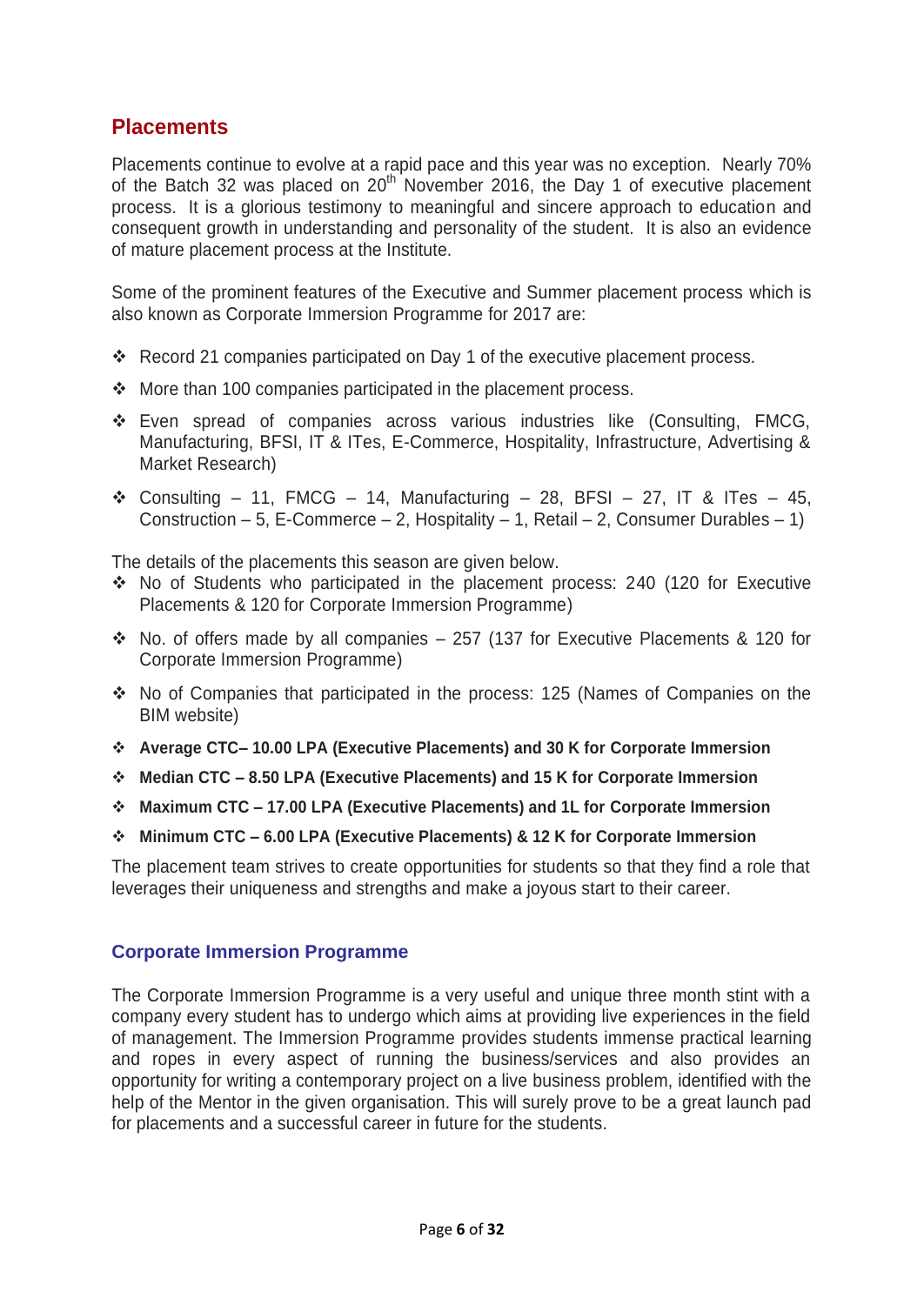## Placements

Placements continue to evolve at a rapid pace and this year was no exception. Nearly 70% of the Batch 32 was placed on 20th November 2016, the Day 1 of executive placement process. It is a glorious testimony to meaningful and sincere approach to education and consequent growth in understanding and personality of the student. It is also an evidence of mature placement process at the Institute.

Some of the prominent features of the Executive and Summer placement process which is also known as Corporate Immersion Programme for 2017 are:

- Record 21 companies participated on Day 1 of the executive placement process.
- More than 100 companies participated in the placement process.
- Even spread of companies across various industries like (Consulting, FMCG, Manufacturing, BFSI, IT & ITes, E-Commerce, Hospitality, Infrastructure, Advertising & Market Research)
- Consulting – 11, FMCG – 14, Manufacturing – 28, BFSI – 27, IT & ITes – 45, Construction – 5, E-Commerce – 2, Hospitality – 1, Retail – 2, Consumer Durables – 1)

The details of the placements this season are given below.

- No of Students who participated in the placement process: 240 (120 for Executive Placements & 120 for Corporate Immersion Programme)
- No. of offers made by all companies – 257 (137 for Executive Placements & 120 for Corporate Immersion Programme)
- No of Companies that participated in the process: 125 (Names of Companies on the BIM website)
- **Average CTC– 10.00 LPA (Executive Placements) and 30 K for Corporate Immersion**
- **Median CTC – 8.50 LPA (Executive Placements) and 15 K for Corporate Immersion**
- **Maximum CTC – 17.00 LPA (Executive Placements) and 1L for Corporate Immersion**
- **Minimum CTC – 6.00 LPA (Executive Placements) & 12 K for Corporate Immersion**

The placement team strives to create opportunities for students so that they find a role that leverages their uniqueness and strengths and make a joyous start to their career.

### Corporate Immersion Programme

The Corporate Immersion Programme is a very useful and unique three month stint with a company every student has to undergo which aims at providing live experiences in the field of management. The Immersion Programme provides students immense practical learning and ropes in every aspect of running the business/services and also provides an opportunity for writing a contemporary project on a live business problem, identified with the help of the Mentor in the given organisation. This will surely prove to be a great launch pad for placements and a successful career in future for the students.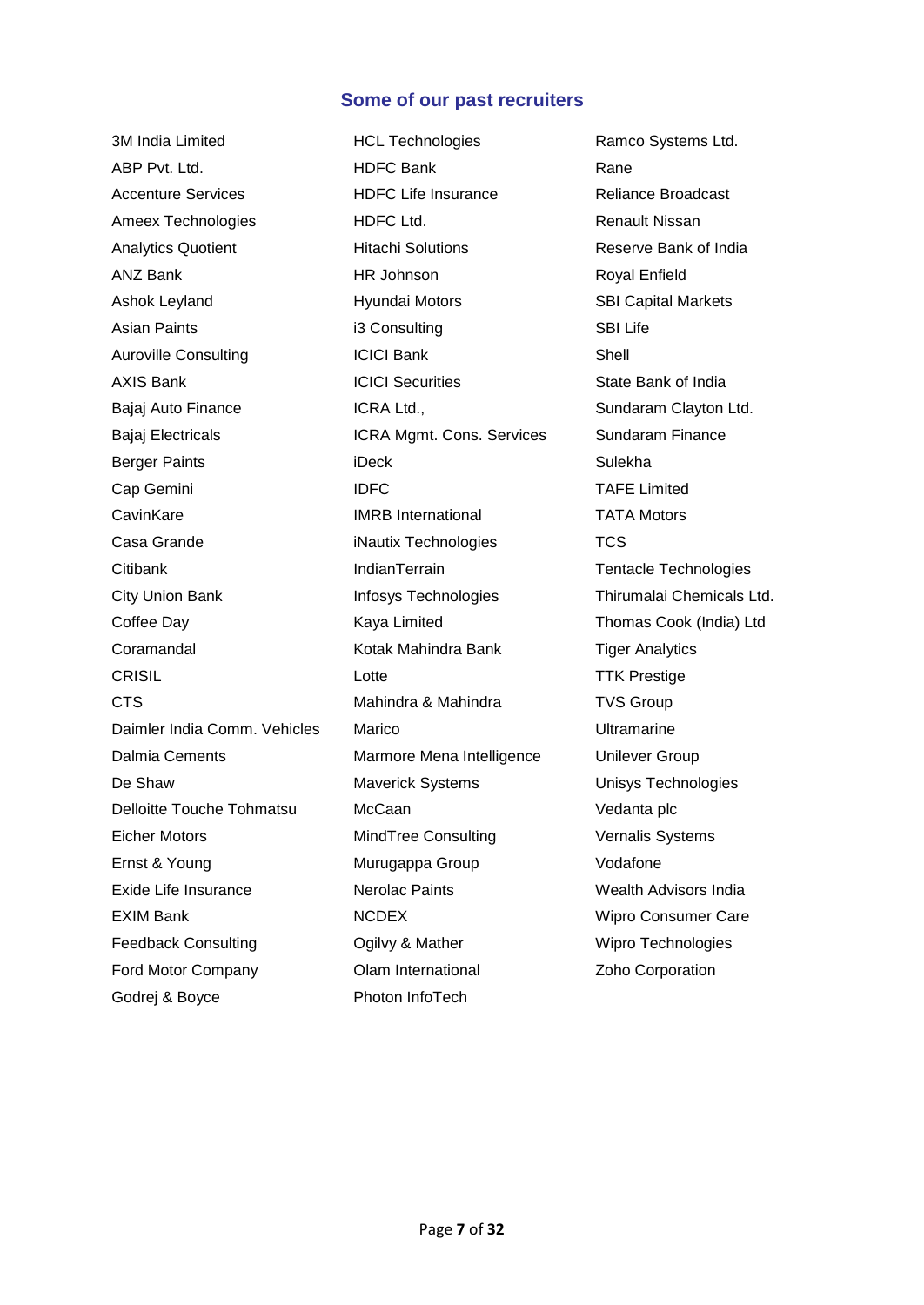## Some of our past recruiters

3M India Limited
ABP Pvt. Ltd.
Accenture Services
Ameex Technologies
Analytics Quotient
ANZ Bank
Ashok Leyland
Asian Paints
Auroville Consulting
AXIS Bank
Bajaj Auto Finance
Bajaj Electricals
Berger Paints
Cap Gemini
CavinKare
Casa Grande
Citibank
City Union Bank
Coffee Day
Coramandal
CRISIL
CTS
Daimler India Comm. Vehicles
Dalmia Cements
De Shaw
Delloitte Touche Tohmatsu
Eicher Motors
Ernst & Young
Exide Life Insurance
EXIM Bank
Feedback Consulting
Ford Motor Company
Godrej & Boyce
HCL Technologies
HDFC Bank
HDFC Life Insurance
HDFC Ltd.
Hitachi Solutions
HR Johnson
Hyundai Motors
i3 Consulting
ICICI Bank
ICICI Securities
ICRA Ltd.,
ICRA Mgmt. Cons. Services
iDeck
IDFC
IMRB International
iNautix Technologies
IndianTerrain
Infosys Technologies
Kaya Limited
Kotak Mahindra Bank
Lotte
Mahindra & Mahindra
Marico
Marmore Mena Intelligence
Maverick Systems
McCaan
MindTree Consulting
Murugappa Group
Nerolac Paints
NCDEX
Ogilvy & Mather
Olam International
Photon InfoTech
Ramco Systems Ltd.
Rane
Reliance Broadcast
Renault Nissan
Reserve Bank of India
Royal Enfield
SBI Capital Markets
SBI Life
Shell
State Bank of India
Sundaram Clayton Ltd.
Sundaram Finance
Sulekha
TAFE Limited
TATA Motors
TCS
Tentacle Technologies
Thirumalai Chemicals Ltd.
Thomas Cook (India) Ltd
Tiger Analytics
TTK Prestige
TVS Group
Ultramarine
Unilever Group
Unisys Technologies
Vedanta plc
Vernalis Systems
Vodafone
Wealth Advisors India
Wipro Consumer Care
Wipro Technologies
Zoho Corporation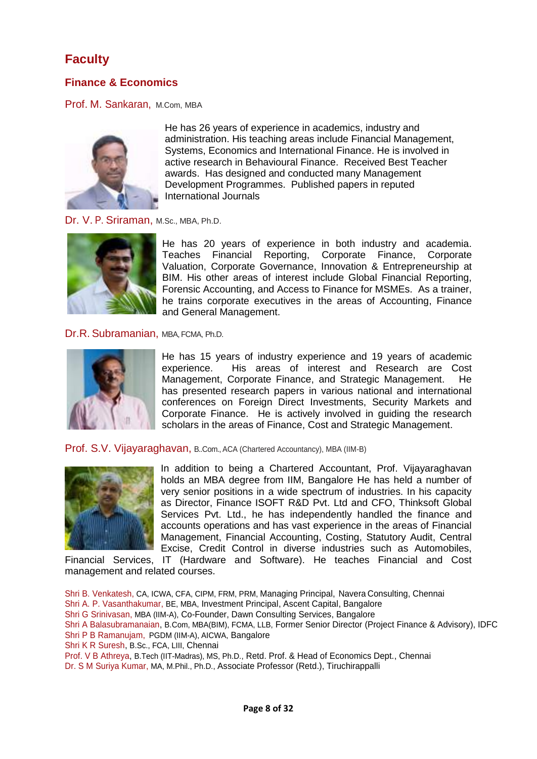# Faculty

## Finance & Economics

### Prof. M. Sankaran, M.Com, MBA

He has 26 years of experience in academics, industry and administration. His teaching areas include Financial Management, Systems, Economics and International Finance. He is involved in active research in Behavioural Finance. Received Best Teacher awards. Has designed and conducted many Management Development Programmes. Published papers in reputed International Journals

### Dr. V. P. Sriraman, M.Sc., MBA, Ph.D.

He has 20 years of experience in both industry and academia. Teaches Financial Reporting, Corporate Finance, Corporate Valuation, Corporate Governance, Innovation & Entrepreneurship at BIM. His other areas of interest include Global Financial Reporting, Forensic Accounting, and Access to Finance for MSMEs. As a trainer, he trains corporate executives in the areas of Accounting, Finance and General Management.

### Dr.R. Subramanian, MBA, FCMA, Ph.D.

He has 15 years of industry experience and 19 years of academic experience. His areas of interest and Research are Cost Management, Corporate Finance, and Strategic Management. He has presented research papers in various national and international conferences on Foreign Direct Investments, Security Markets and Corporate Finance. He is actively involved in guiding the research scholars in the areas of Finance, Cost and Strategic Management.

### Prof. S.V. Vijayaraghavan, B..Com., ACA (Chartered Accountancy), MBA (IIM-B)

In addition to being a Chartered Accountant, Prof. Vijayaraghavan holds an MBA degree from IIM, Bangalore He has held a number of very senior positions in a wide spectrum of industries. In his capacity as Director, Finance ISOFT R&D Pvt. Ltd and CFO, Thinksoft Global Services Pvt. Ltd., he has independently handled the finance and accounts operations and has vast experience in the areas of Financial Management, Financial Accounting, Costing, Statutory Audit, Central Excise, Credit Control in diverse industries such as Automobiles, Financial Services, IT (Hardware and Software). He teaches Financial and Cost management and related courses.

Shri B. Venkatesh, CA, ICWA, CFA, CIPM, FRM, PRM, Managing Principal, Navera Consulting, Chennai
Shri A. P. Vasanthakumar, BE, MBA, Investment Principal, Ascent Capital, Bangalore
Shri G Srinivasan, MBA (IIM-A), Co-Founder, Dawn Consulting Services, Bangalore
Shri A Balasubramanaian, B.Com, MBA(BIM), FCMA, LLB, Former Senior Director (Project Finance & Advisory), IDFC
Shri P B Ramanujam, PGDM (IIM-A), AICWA, Bangalore
Shri K R Suresh, B.Sc., FCA, LIII, Chennai
Prof. V B Athreya, B.Tech (IIT-Madras), MS, Ph.D., Retd. Prof. & Head of Economics Dept., Chennai
Dr. S M Suriya Kumar, MA, M.Phil., Ph.D., Associate Professor (Retd.), Tiruchirappalli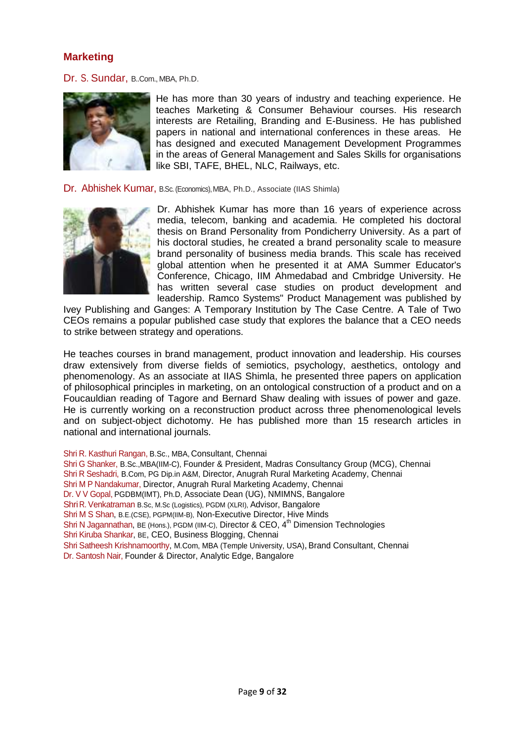## Marketing

### Dr. S. Sundar, B..Com., MBA, Ph.D.

He has more than 30 years of industry and teaching experience. He teaches Marketing & Consumer Behaviour courses. His research interests are Retailing, Branding and E-Business. He has published papers in national and international conferences in these areas. He has designed and executed Management Development Programmes in the areas of General Management and Sales Skills for organisations like SBI, TAFE, BHEL, NLC, Railways, etc.

### Dr. Abhishek Kumar, B.Sc. (Economics), MBA, Ph.D., Associate (IIAS Shimla)

Dr. Abhishek Kumar has more than 16 years of experience across media, telecom, banking and academia. He completed his doctoral thesis on Brand Personality from Pondicherry University. As a part of his doctoral studies, he created a brand personality scale to measure brand personality of business media brands. This scale has received global attention when he presented it at AMA Summer Educator's Conference, Chicago, IIM Ahmedabad and Cmbridge University. He has written several case studies on product development and leadership. Ramco Systems" Product Management was published by Ivey Publishing and Ganges: A Temporary Institution by The Case Centre. A Tale of Two CEOs remains a popular published case study that explores the balance that a CEO needs to strike between strategy and operations.

He teaches courses in brand management, product innovation and leadership. His courses draw extensively from diverse fields of semiotics, psychology, aesthetics, ontology and phenomenology. As an associate at IIAS Shimla, he presented three papers on application of philosophical principles in marketing, on an ontological construction of a product and on a Foucauldian reading of Tagore and Bernard Shaw dealing with issues of power and gaze. He is currently working on a reconstruction product across three phenomenological levels and on subject-object dichotomy. He has published more than 15 research articles in national and international journals.

Shri R. Kasthuri Rangan, B.Sc., MBA, Consultant, Chennai
Shri G Shanker, B.Sc.,MBA(IIM-C), Founder & President, Madras Consultancy Group (MCG), Chennai
Shri R Seshadri, B.Com, PG Dip.in A&M, Director, Anugrah Rural Marketing Academy, Chennai
Shri M P Nandakumar, Director, Anugrah Rural Marketing Academy, Chennai
Dr. V V Gopal, PGDBM(IMT), Ph.D, Associate Dean (UG), NMIMNS, Bangalore
Shri R. Venkatraman B.Sc, M.Sc (Logistics), PGDM (XLRI), Advisor, Bangalore
Shri M S Shan, B.E.(CSE), PGPM(IIM-B), Non-Executive Director, Hive Minds
Shri N Jagannathan, BE (Hons.), PGDM (IIM-C), Director & CEO, 4th Dimension Technologies
Shri Kiruba Shankar, BE, CEO, Business Blogging, Chennai
Shri Satheesh Krishnamoorthy, M.Com, MBA (Temple University, USA), Brand Consultant, Chennai
Dr. Santosh Nair, Founder & Director, Analytic Edge, Bangalore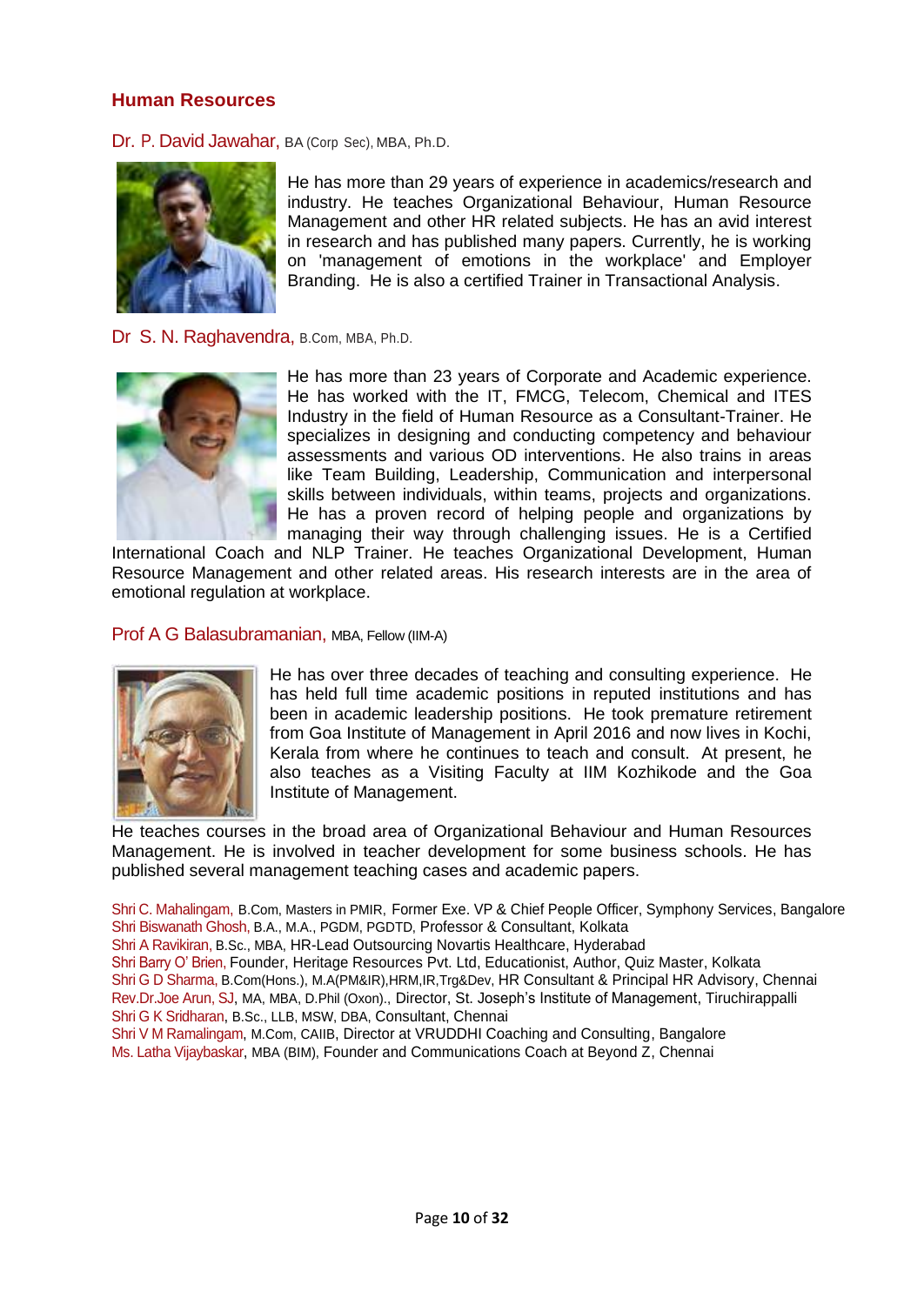## Human Resources

### Dr. P. David Jawahar, BA (Corp Sec), MBA, Ph.D.

He has more than 29 years of experience in academics/research and industry. He teaches Organizational Behaviour, Human Resource Management and other HR related subjects. He has an avid interest in research and has published many papers. Currently, he is working on 'management of emotions in the workplace' and Employer Branding. He is also a certified Trainer in Transactional Analysis.

### Dr S. N. Raghavendra, B.Com, MBA, Ph.D.

He has more than 23 years of Corporate and Academic experience. He has worked with the IT, FMCG, Telecom, Chemical and ITES Industry in the field of Human Resource as a Consultant-Trainer. He specializes in designing and conducting competency and behaviour assessments and various OD interventions. He also trains in areas like Team Building, Leadership, Communication and interpersonal skills between individuals, within teams, projects and organizations. He has a proven record of helping people and organizations by managing their way through challenging issues. He is a Certified International Coach and NLP Trainer. He teaches Organizational Development, Human Resource Management and other related areas. His research interests are in the area of emotional regulation at workplace.

### Prof A G Balasubramanian, MBA, Fellow (IIM-A)

He has over three decades of teaching and consulting experience. He has held full time academic positions in reputed institutions and has been in academic leadership positions. He took premature retirement from Goa Institute of Management in April 2016 and now lives in Kochi, Kerala from where he continues to teach and consult. At present, he also teaches as a Visiting Faculty at IIM Kozhikode and the Goa Institute of Management.

He teaches courses in the broad area of Organizational Behaviour and Human Resources Management. He is involved in teacher development for some business schools. He has published several management teaching cases and academic papers.

Shri C. Mahalingam, B.Com, Masters in PMIR, Former Exe. VP & Chief People Officer, Symphony Services, Bangalore
Shri Biswanath Ghosh, B.A., M.A., PGDM, PGDTD, Professor & Consultant, Kolkata
Shri A Ravikiran, B.Sc., MBA, HR-Lead Outsourcing Novartis Healthcare, Hyderabad
Shri Barry O' Brien, Founder, Heritage Resources Pvt. Ltd, Educationist, Author, Quiz Master, Kolkata
Shri G D Sharma, B.Com(Hons.), M.A(PM&IR),HRM,IR,Trg&Dev, HR Consultant & Principal HR Advisory, Chennai
Rev.Dr.Joe Arun, SJ, MA, MBA, D.Phil (Oxon)., Director, St. Joseph's Institute of Management, Tiruchirappalli
Shri G K Sridharan, B.Sc., LLB, MSW, DBA, Consultant, Chennai
Shri V M Ramalingam, M.Com, CAIIB, Director at VRUDDHI Coaching and Consulting, Bangalore
Ms. Latha Vijaybaskar, MBA (BIM), Founder and Communications Coach at Beyond Z, Chennai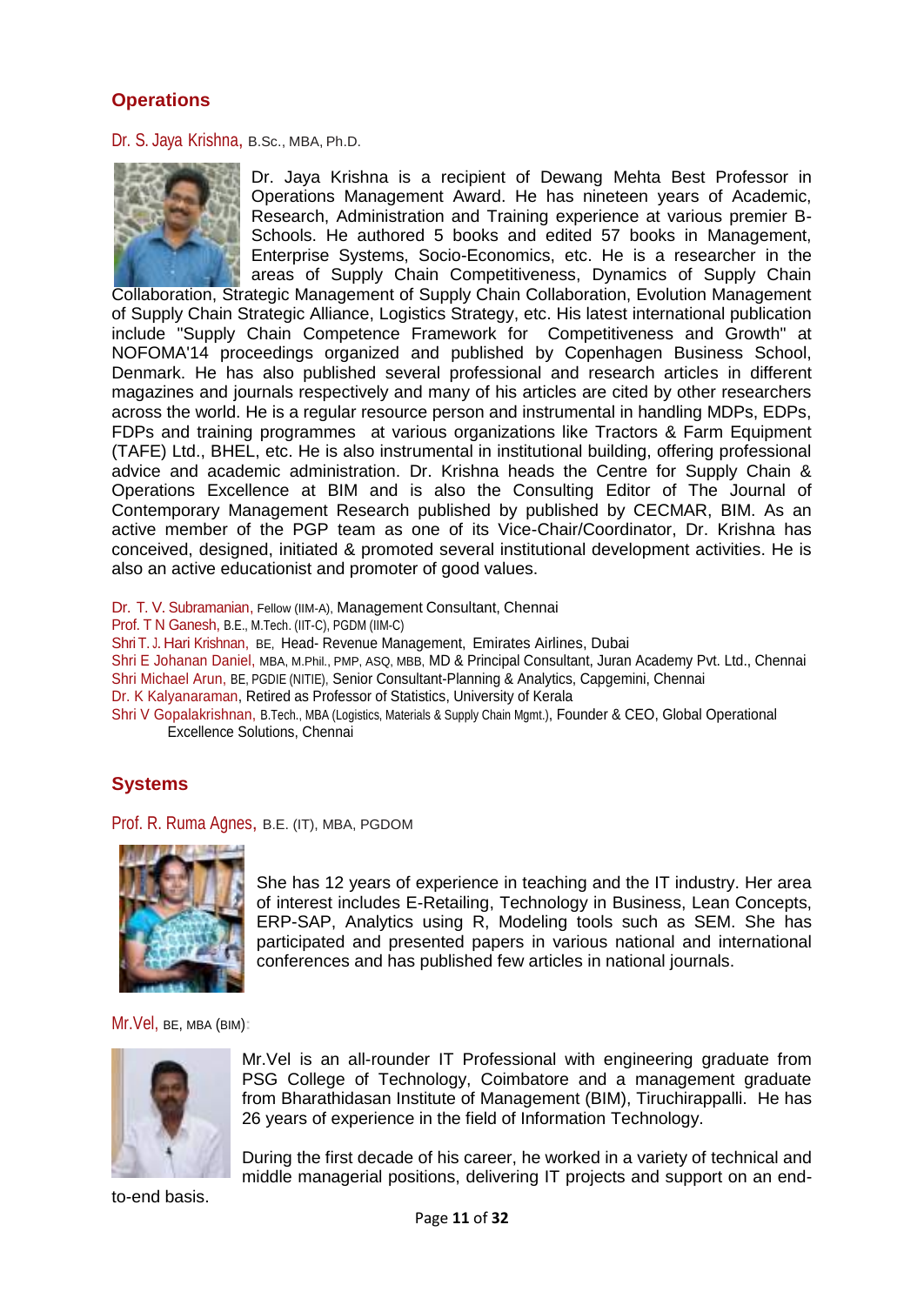## Operations

Dr. S. Jaya Krishna, B.Sc., MBA, Ph.D.

Dr. Jaya Krishna is a recipient of Dewang Mehta Best Professor in Operations Management Award. He has nineteen years of Academic, Research, Administration and Training experience at various premier B-Schools. He authored 5 books and edited 57 books in Management, Enterprise Systems, Socio-Economics, etc. He is a researcher in the areas of Supply Chain Competitiveness, Dynamics of Supply Chain Collaboration, Strategic Management of Supply Chain Collaboration, Evolution Management of Supply Chain Strategic Alliance, Logistics Strategy, etc. His latest international publication include "Supply Chain Competence Framework for Competitiveness and Growth" at NOFOMA'14 proceedings organized and published by Copenhagen Business School, Denmark. He has also published several professional and research articles in different magazines and journals respectively and many of his articles are cited by other researchers across the world. He is a regular resource person and instrumental in handling MDPs, EDPs, FDPs and training programmes at various organizations like Tractors & Farm Equipment (TAFE) Ltd., BHEL, etc. He is also instrumental in institutional building, offering professional advice and academic administration. Dr. Krishna heads the Centre for Supply Chain & Operations Excellence at BIM and is also the Consulting Editor of The Journal of Contemporary Management Research published by published by CECMAR, BIM. As an active member of the PGP team as one of its Vice-Chair/Coordinator, Dr. Krishna has conceived, designed, initiated & promoted several institutional development activities. He is also an active educationist and promoter of good values.

Dr. T. V. Subramanian, Fellow (IIM-A), Management Consultant, Chennai
Prof. T N Ganesh, B.E., M.Tech. (IIT-C), PGDM (IIM-C)
Shri T. J. Hari Krishnan, BE, Head- Revenue Management, Emirates Airlines, Dubai
Shri E Johanan Daniel, MBA, M.Phil., PMP, ASQ, MBB, MD & Principal Consultant, Juran Academy Pvt. Ltd., Chennai
Shri Michael Arun, BE, PGDIE (NITIE), Senior Consultant-Planning & Analytics, Capgemini, Chennai
Dr. K Kalyanaraman, Retired as Professor of Statistics, University of Kerala
Shri V Gopalakrishnan, B.Tech., MBA (Logistics, Materials & Supply Chain Mgmt.), Founder & CEO, Global Operational Excellence Solutions, Chennai

## Systems

Prof. R. Ruma Agnes, B.E. (IT), MBA, PGDOM

She has 12 years of experience in teaching and the IT industry. Her area of interest includes E-Retailing, Technology in Business, Lean Concepts, ERP-SAP, Analytics using R, Modeling tools such as SEM. She has participated and presented papers in various national and international conferences and has published few articles in national journals.

Mr.Vel, BE, MBA (BIM):

Mr.Vel is an all-rounder IT Professional with engineering graduate from PSG College of Technology, Coimbatore and a management graduate from Bharathidasan Institute of Management (BIM), Tiruchirappalli. He has 26 years of experience in the field of Information Technology.

During the first decade of his career, he worked in a variety of technical and middle managerial positions, delivering IT projects and support on an end-to-end basis.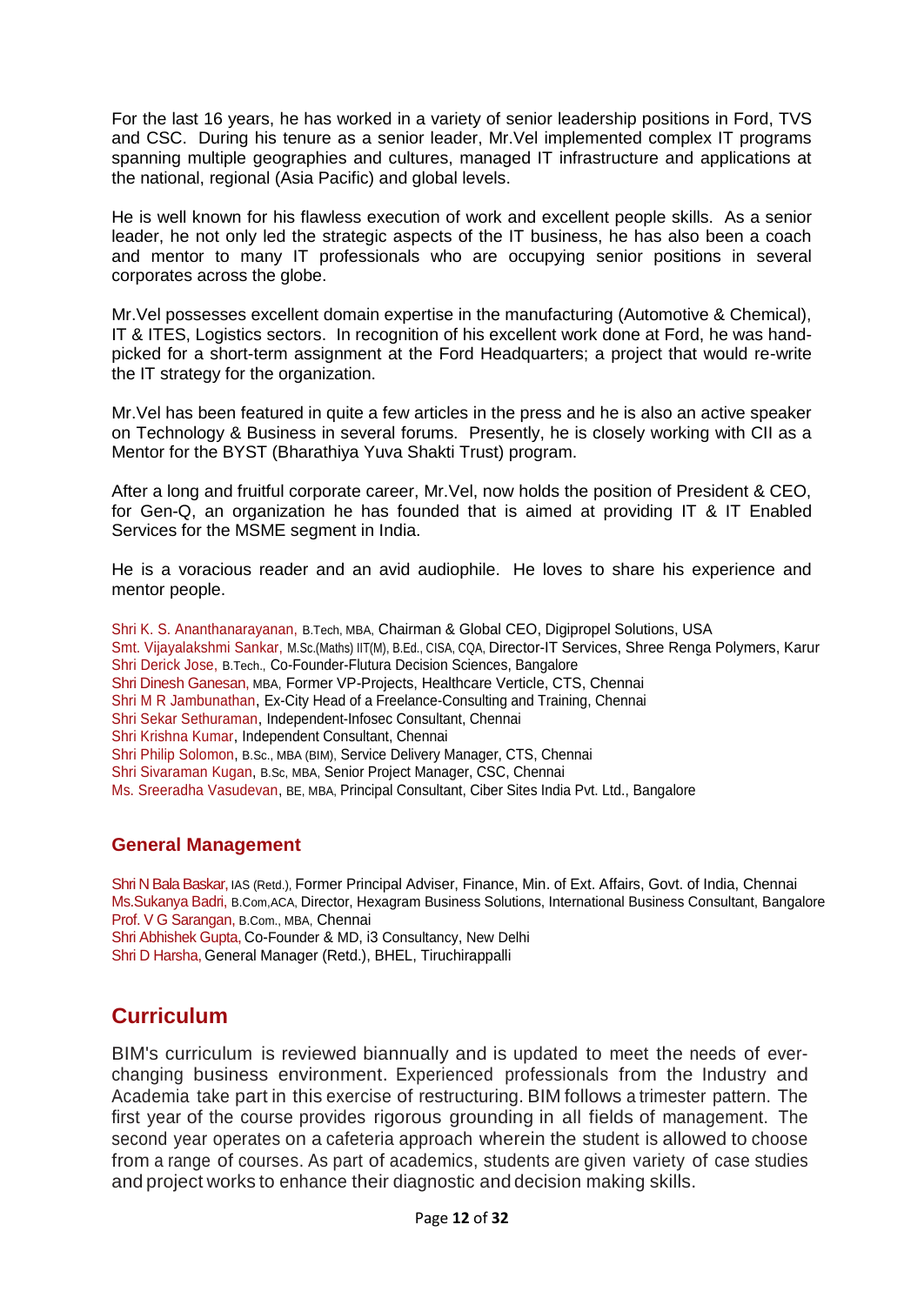For the last 16 years, he has worked in a variety of senior leadership positions in Ford, TVS and CSC. During his tenure as a senior leader, Mr.Vel implemented complex IT programs spanning multiple geographies and cultures, managed IT infrastructure and applications at the national, regional (Asia Pacific) and global levels.

He is well known for his flawless execution of work and excellent people skills. As a senior leader, he not only led the strategic aspects of the IT business, he has also been a coach and mentor to many IT professionals who are occupying senior positions in several corporates across the globe.

Mr.Vel possesses excellent domain expertise in the manufacturing (Automotive & Chemical), IT & ITES, Logistics sectors. In recognition of his excellent work done at Ford, he was hand-picked for a short-term assignment at the Ford Headquarters; a project that would re-write the IT strategy for the organization.

Mr.Vel has been featured in quite a few articles in the press and he is also an active speaker on Technology & Business in several forums. Presently, he is closely working with CII as a Mentor for the BYST (Bharathiya Yuva Shakti Trust) program.

After a long and fruitful corporate career, Mr.Vel, now holds the position of President & CEO, for Gen-Q, an organization he has founded that is aimed at providing IT & IT Enabled Services for the MSME segment in India.

He is a voracious reader and an avid audiophile. He loves to share his experience and mentor people.

Shri K. S. Ananthanarayanan, B.Tech, MBA, Chairman & Global CEO, Digipropel Solutions, USA
Smt. Vijayalakshmi Sankar, M.Sc.(Maths) IIT(M), B.Ed., CISA, CQA, Director-IT Services, Shree Renga Polymers, Karur
Shri Derick Jose, B.Tech., Co-Founder-Flutura Decision Sciences, Bangalore
Shri Dinesh Ganesan, MBA, Former VP-Projects, Healthcare Verticle, CTS, Chennai
Shri M R Jambunathan, Ex-City Head of a Freelance-Consulting and Training, Chennai
Shri Sekar Sethuraman, Independent-Infosec Consultant, Chennai
Shri Krishna Kumar, Independent Consultant, Chennai
Shri Philip Solomon, B.Sc., MBA (BIM), Service Delivery Manager, CTS, Chennai
Shri Sivaraman Kugan, B.Sc, MBA, Senior Project Manager, CSC, Chennai
Ms. Sreeradha Vasudevan, BE, MBA, Principal Consultant, Ciber Sites India Pvt. Ltd., Bangalore

### General Management

Shri N Bala Baskar, IAS (Retd.), Former Principal Adviser, Finance, Min. of Ext. Affairs, Govt. of India, Chennai
Ms.Sukanya Badri, B.Com,ACA, Director, Hexagram Business Solutions, International Business Consultant, Bangalore
Prof. V G Sarangan, B.Com., MBA, Chennai
Shri Abhishek Gupta, Co-Founder & MD, i3 Consultancy, New Delhi
Shri D Harsha, General Manager (Retd.), BHEL, Tiruchirappalli

## Curriculum

BIM's curriculum is reviewed biannually and is updated to meet the needs of ever-changing business environment. Experienced professionals from the Industry and Academia take part in this exercise of restructuring. BIM follows a trimester pattern. The first year of the course provides rigorous grounding in all fields of management. The second year operates on a cafeteria approach wherein the student is allowed to choose from a range of courses. As part of academics, students are given variety of case studies and project works to enhance their diagnostic and decision making skills.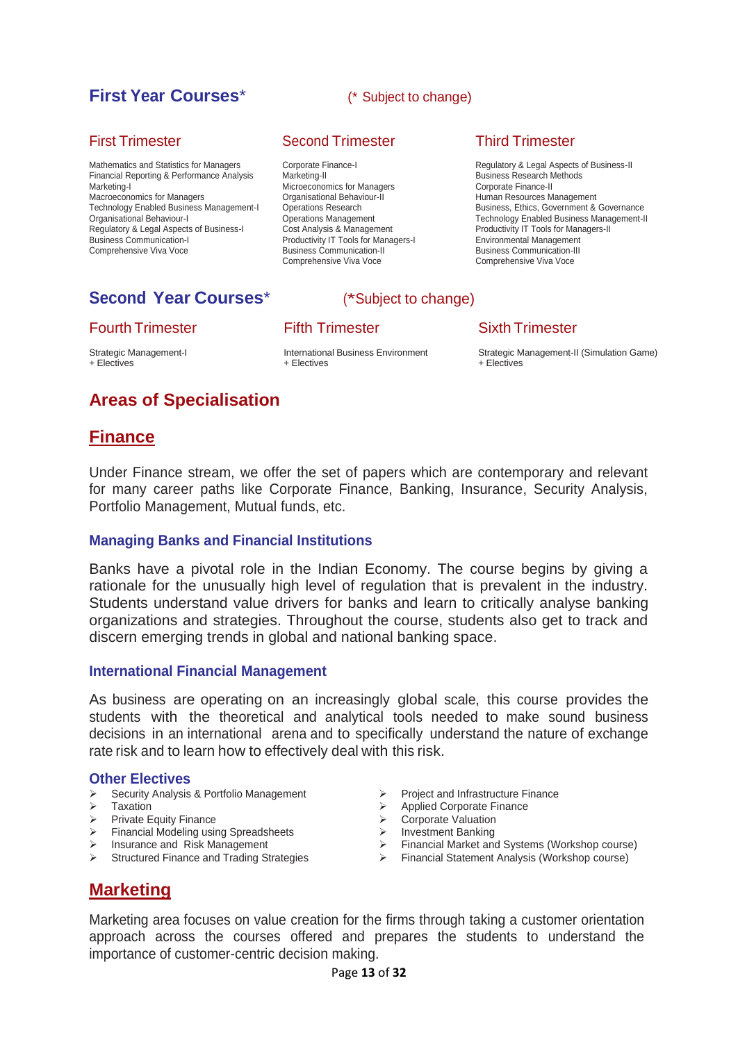## First Year Courses*

(* Subject to change)

### First Trimester

Mathematics and Statistics for Managers
Financial Reporting & Performance Analysis
Marketing-I
Macroeconomics for Managers
Technology Enabled Business Management-I
Organisational Behaviour-I
Regulatory & Legal Aspects of Business-I
Business Communication-I
Comprehensive Viva Voce

### Second Trimester

Corporate Finance-I
Marketing-II
Microeconomics for Managers
Organisational Behaviour-II
Operations Research
Operations Management
Cost Analysis & Management
Productivity IT Tools for Managers-I
Business Communication-II
Comprehensive Viva Voce

### Third Trimester

Regulatory & Legal Aspects of Business-II
Business Research Methods
Corporate Finance-II
Human Resources Management
Business, Ethics, Government & Governance
Technology Enabled Business Management-II
Productivity IT Tools for Managers-II
Environmental Management
Business Communication-III
Comprehensive Viva Voce

## Second Year Courses*

(*Subject to change)

### Fourth Trimester

Strategic Management-I
+ Electives

### Fifth Trimester

International Business Environment
+ Electives

### Sixth Trimester

Strategic Management-II (Simulation Game)
+ Electives

## Areas of Specialisation

## Finance

Under Finance stream, we offer the set of papers which are contemporary and relevant for many career paths like Corporate Finance, Banking, Insurance, Security Analysis, Portfolio Management, Mutual funds, etc.

### Managing Banks and Financial Institutions

Banks have a pivotal role in the Indian Economy. The course begins by giving a rationale for the unusually high level of regulation that is prevalent in the industry. Students understand value drivers for banks and learn to critically analyse banking organizations and strategies. Throughout the course, students also get to track and discern emerging trends in global and national banking space.

### International Financial Management

As business are operating on an increasingly global scale, this course provides the students with the theoretical and analytical tools needed to make sound business decisions in an international arena and to specifically understand the nature of exchange rate risk and to learn how to effectively deal with this risk.

### Other Electives

- Security Analysis & Portfolio Management
- Taxation
- Private Equity Finance
- Financial Modeling using Spreadsheets
- Insurance and Risk Management
- Structured Finance and Trading Strategies
- Project and Infrastructure Finance
- Applied Corporate Finance
- Corporate Valuation
- Investment Banking
- Financial Market and Systems (Workshop course)
- Financial Statement Analysis (Workshop course)

## Marketing

Marketing area focuses on value creation for the firms through taking a customer orientation approach across the courses offered and prepares the students to understand the importance of customer-centric decision making.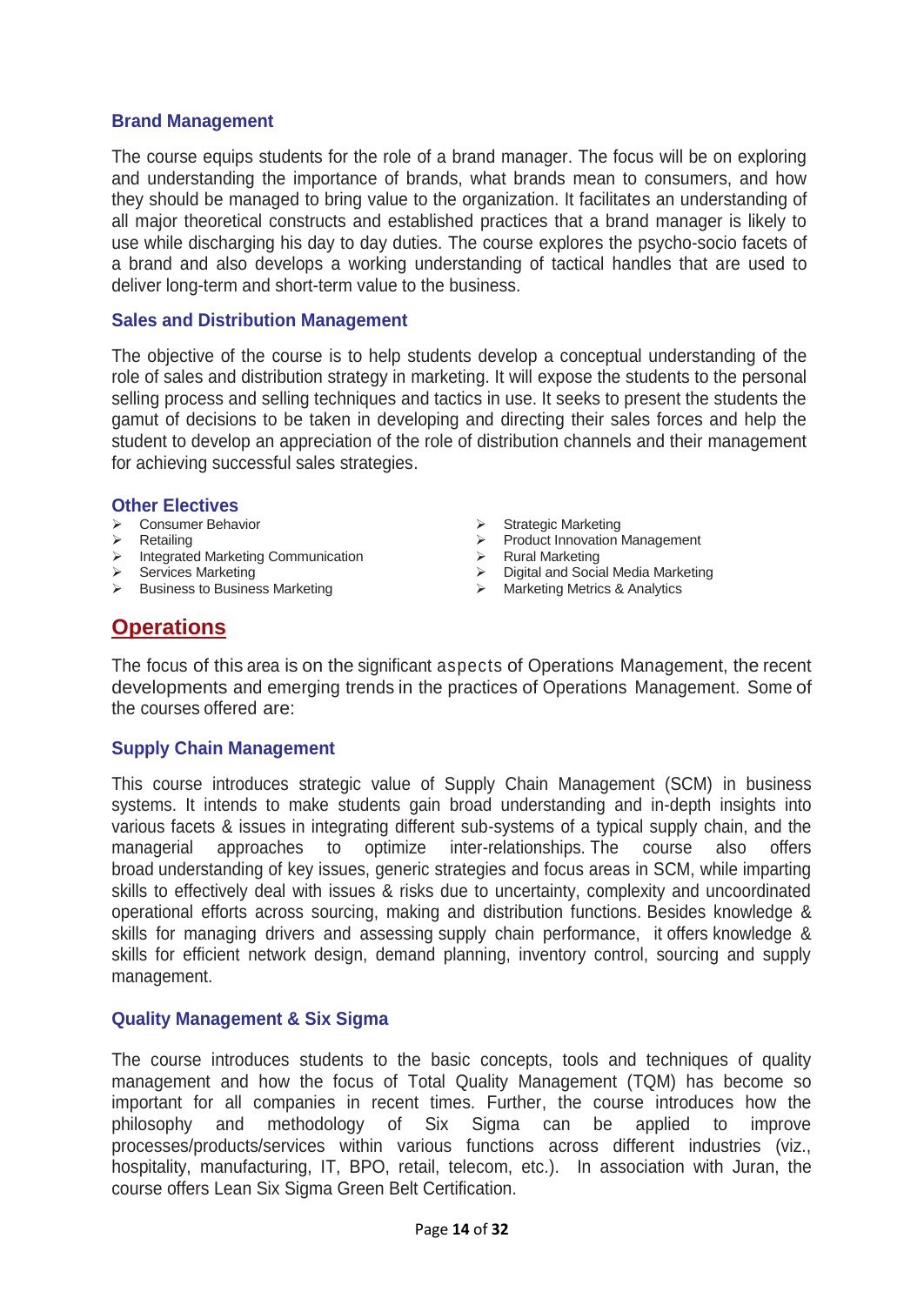### Brand Management

The course equips students for the role of a brand manager. The focus will be on exploring and understanding the importance of brands, what brands mean to consumers, and how they should be managed to bring value to the organization. It facilitates an understanding of all major theoretical constructs and established practices that a brand manager is likely to use while discharging his day to day duties. The course explores the psycho-socio facets of a brand and also develops a working understanding of tactical handles that are used to deliver long-term and short-term value to the business.

### Sales and Distribution Management

The objective of the course is to help students develop a conceptual understanding of the role of sales and distribution strategy in marketing. It will expose the students to the personal selling process and selling techniques and tactics in use. It seeks to present the students the gamut of decisions to be taken in developing and directing their sales forces and help the student to develop an appreciation of the role of distribution channels and their management for achieving successful sales strategies.

### Other Electives

- Consumer Behavior
- Retailing
- Integrated Marketing Communication
- Services Marketing
- Business to Business Marketing
- Strategic Marketing
- Product Innovation Management
- Rural Marketing
- Digital and Social Media Marketing
- Marketing Metrics & Analytics

## Operations

The focus of this area is on the significant aspects of Operations Management, the recent developments and emerging trends in the practices of Operations Management. Some of the courses offered are:

### Supply Chain Management

This course introduces strategic value of Supply Chain Management (SCM) in business systems. It intends to make students gain broad understanding and in-depth insights into various facets & issues in integrating different sub-systems of a typical supply chain, and the managerial approaches to optimize inter-relationships. The course also offers broad understanding of key issues, generic strategies and focus areas in SCM, while imparting skills to effectively deal with issues & risks due to uncertainty, complexity and uncoordinated operational efforts across sourcing, making and distribution functions. Besides knowledge & skills for managing drivers and assessing supply chain performance, it offers knowledge & skills for efficient network design, demand planning, inventory control, sourcing and supply management.

### Quality Management & Six Sigma

The course introduces students to the basic concepts, tools and techniques of quality management and how the focus of Total Quality Management (TQM) has become so important for all companies in recent times. Further, the course introduces how the philosophy and methodology of Six Sigma can be applied to improve processes/products/services within various functions across different industries (viz., hospitality, manufacturing, IT, BPO, retail, telecom, etc.). In association with Juran, the course offers Lean Six Sigma Green Belt Certification.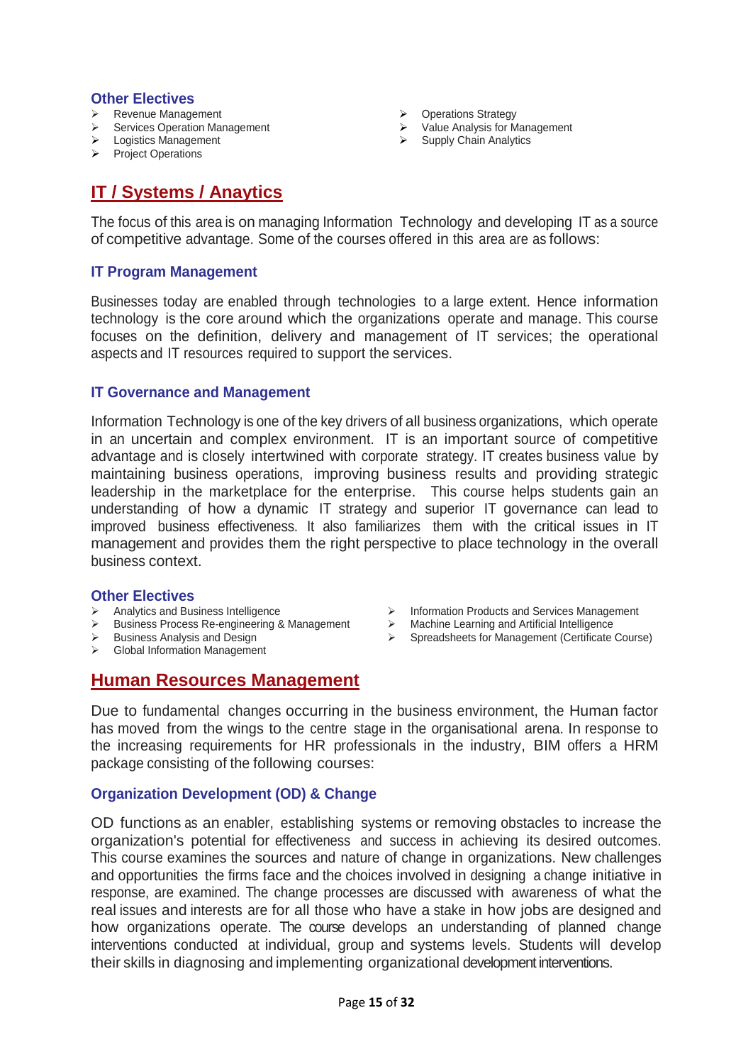### Other Electives

- Revenue Management
- Services Operation Management
- Logistics Management
- Project Operations
- Operations Strategy
- Value Analysis for Management
- Supply Chain Analytics

## IT / Systems / Anaytics

The focus of this area is on managing Information Technology and developing IT as a source of competitive advantage. Some of the courses offered in this area are as follows:

### IT Program Management

Businesses today are enabled through technologies to a large extent. Hence information technology is the core around which the organizations operate and manage. This course focuses on the definition, delivery and management of IT services; the operational aspects and IT resources required to support the services.

### IT Governance and Management

Information Technology is one of the key drivers of all business organizations, which operate in an uncertain and complex environment. IT is an important source of competitive advantage and is closely intertwined with corporate strategy. IT creates business value by maintaining business operations, improving business results and providing strategic leadership in the marketplace for the enterprise. This course helps students gain an understanding of how a dynamic IT strategy and superior IT governance can lead to improved business effectiveness. It also familiarizes them with the critical issues in IT management and provides them the right perspective to place technology in the overall business context.

### Other Electives

- Analytics and Business Intelligence
- Business Process Re-engineering & Management
- Business Analysis and Design
- Global Information Management
- Information Products and Services Management
- Machine Learning and Artificial Intelligence
- Spreadsheets for Management (Certificate Course)

## Human Resources Management

Due to fundamental changes occurring in the business environment, the Human factor has moved from the wings to the centre stage in the organisational arena. In response to the increasing requirements for HR professionals in the industry, BIM offers a HRM package consisting of the following courses:

### Organization Development (OD) & Change

OD functions as an enabler, establishing systems or removing obstacles to increase the organization's potential for effectiveness and success in achieving its desired outcomes. This course examines the sources and nature of change in organizations. New challenges and opportunities the firms face and the choices involved in designing a change initiative in response, are examined. The change processes are discussed with awareness of what the real issues and interests are for all those who have a stake in how jobs are designed and how organizations operate. The course develops an understanding of planned change interventions conducted at individual, group and systems levels. Students will develop their skills in diagnosing and implementing organizational development interventions.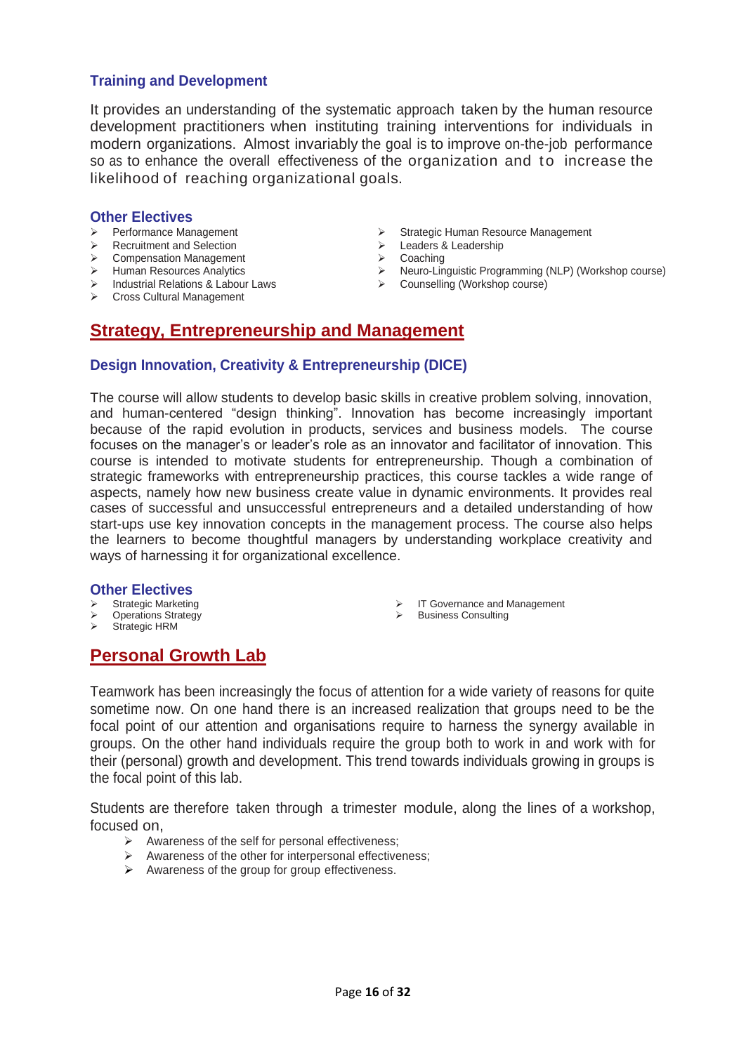### Training and Development

It provides an understanding of the systematic approach taken by the human resource development practitioners when instituting training interventions for individuals in modern organizations. Almost invariably the goal is to improve on-the-job performance so as to enhance the overall effectiveness of the organization and to increase the likelihood of reaching organizational goals.

### Other Electives

- Performance Management
- Recruitment and Selection
- Compensation Management
- Human Resources Analytics
- Industrial Relations & Labour Laws
- Cross Cultural Management
- Strategic Human Resource Management
- Leaders & Leadership
- Coaching
- Neuro-Linguistic Programming (NLP) (Workshop course)
- Counselling (Workshop course)

## Strategy, Entrepreneurship and Management

### Design Innovation, Creativity & Entrepreneurship (DICE)

The course will allow students to develop basic skills in creative problem solving, innovation, and human-centered "design thinking". Innovation has become increasingly important because of the rapid evolution in products, services and business models. The course focuses on the manager's or leader's role as an innovator and facilitator of innovation. This course is intended to motivate students for entrepreneurship. Though a combination of strategic frameworks with entrepreneurship practices, this course tackles a wide range of aspects, namely how new business create value in dynamic environments. It provides real cases of successful and unsuccessful entrepreneurs and a detailed understanding of how start-ups use key innovation concepts in the management process. The course also helps the learners to become thoughtful managers by understanding workplace creativity and ways of harnessing it for organizational excellence.

### Other Electives

- Strategic Marketing
- Operations Strategy
- Strategic HRM
- IT Governance and Management
- Business Consulting

## Personal Growth Lab

Teamwork has been increasingly the focus of attention for a wide variety of reasons for quite sometime now. On one hand there is an increased realization that groups need to be the focal point of our attention and organisations require to harness the synergy available in groups. On the other hand individuals require the group both to work in and work with for their (personal) growth and development. This trend towards individuals growing in groups is the focal point of this lab.

Students are therefore taken through a trimester module, along the lines of a workshop, focused on,

- Awareness of the self for personal effectiveness;
- Awareness of the other for interpersonal effectiveness;
- Awareness of the group for group effectiveness.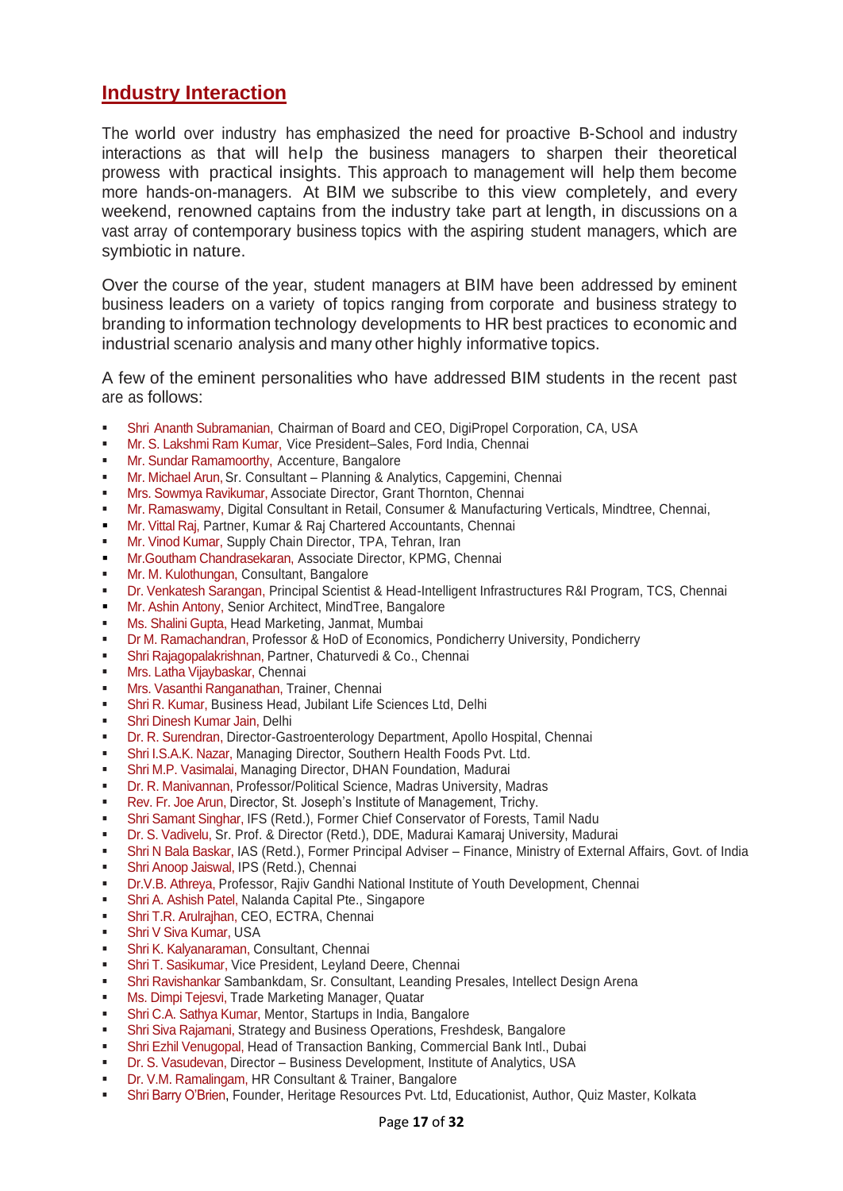## Industry Interaction

The world over industry has emphasized the need for proactive B-School and industry interactions as that will help the business managers to sharpen their theoretical prowess with practical insights. This approach to management will help them become more hands-on-managers. At BIM we subscribe to this view completely, and every weekend, renowned captains from the industry take part at length, in discussions on a vast array of contemporary business topics with the aspiring student managers, which are symbiotic in nature.

Over the course of the year, student managers at BIM have been addressed by eminent business leaders on a variety of topics ranging from corporate and business strategy to branding to information technology developments to HR best practices to economic and industrial scenario analysis and many other highly informative topics.

A few of the eminent personalities who have addressed BIM students in the recent past are as follows:

- Shri Ananth Subramanian, Chairman of Board and CEO, DigiPropel Corporation, CA, USA
- Mr. S. Lakshmi Ram Kumar, Vice President–Sales, Ford India, Chennai
- Mr. Sundar Ramamoorthy, Accenture, Bangalore
- Mr. Michael Arun, Sr. Consultant – Planning & Analytics, Capgemini, Chennai
- Mrs. Sowmya Ravikumar, Associate Director, Grant Thornton, Chennai
- Mr. Ramaswamy, Digital Consultant in Retail, Consumer & Manufacturing Verticals, Mindtree, Chennai,
- Mr. Vittal Raj, Partner, Kumar & Raj Chartered Accountants, Chennai
- Mr. Vinod Kumar, Supply Chain Director, TPA, Tehran, Iran
- Mr.Goutham Chandrasekaran, Associate Director, KPMG, Chennai
- Mr. M. Kulothungan, Consultant, Bangalore
- Dr. Venkatesh Sarangan, Principal Scientist & Head-Intelligent Infrastructures R&I Program, TCS, Chennai
- Mr. Ashin Antony, Senior Architect, MindTree, Bangalore
- Ms. Shalini Gupta, Head Marketing, Janmat, Mumbai
- Dr M. Ramachandran, Professor & HoD of Economics, Pondicherry University, Pondicherry
- Shri Rajagopalakrishnan, Partner, Chaturvedi & Co., Chennai
- Mrs. Latha Vijaybaskar, Chennai
- Mrs. Vasanthi Ranganathan, Trainer, Chennai
- Shri R. Kumar, Business Head, Jubilant Life Sciences Ltd, Delhi
- Shri Dinesh Kumar Jain, Delhi
- Dr. R. Surendran, Director-Gastroenterology Department, Apollo Hospital, Chennai
- Shri I.S.A.K. Nazar, Managing Director, Southern Health Foods Pvt. Ltd.
- Shri M.P. Vasimalai, Managing Director, DHAN Foundation, Madurai
- Dr. R. Manivannan, Professor/Political Science, Madras University, Madras
- Rev. Fr. Joe Arun, Director, St. Joseph's Institute of Management, Trichy.
- Shri Samant Singhar, IFS (Retd.), Former Chief Conservator of Forests, Tamil Nadu
- Dr. S. Vadivelu, Sr. Prof. & Director (Retd.), DDE, Madurai Kamaraj University, Madurai
- Shri N Bala Baskar, IAS (Retd.), Former Principal Adviser – Finance, Ministry of External Affairs, Govt. of India
- Shri Anoop Jaiswal, IPS (Retd.), Chennai
- Dr.V.B. Athreya, Professor, Rajiv Gandhi National Institute of Youth Development, Chennai
- Shri A. Ashish Patel, Nalanda Capital Pte., Singapore
- Shri T.R. Arulrajhan, CEO, ECTRA, Chennai
- Shri V Siva Kumar, USA
- Shri K. Kalyanaraman, Consultant, Chennai
- Shri T. Sasikumar, Vice President, Leyland Deere, Chennai
- Shri Ravishankar Sambankdam, Sr. Consultant, Leanding Presales, Intellect Design Arena
- Ms. Dimpi Tejesvi, Trade Marketing Manager, Quatar
- Shri C.A. Sathya Kumar, Mentor, Startups in India, Bangalore
- Shri Siva Rajamani, Strategy and Business Operations, Freshdesk, Bangalore
- Shri Ezhil Venugopal, Head of Transaction Banking, Commercial Bank Intl., Dubai
- Dr. S. Vasudevan, Director – Business Development, Institute of Analytics, USA
- Dr. V.M. Ramalingam, HR Consultant & Trainer, Bangalore
- Shri Barry O'Brien, Founder, Heritage Resources Pvt. Ltd, Educationist, Author, Quiz Master, Kolkata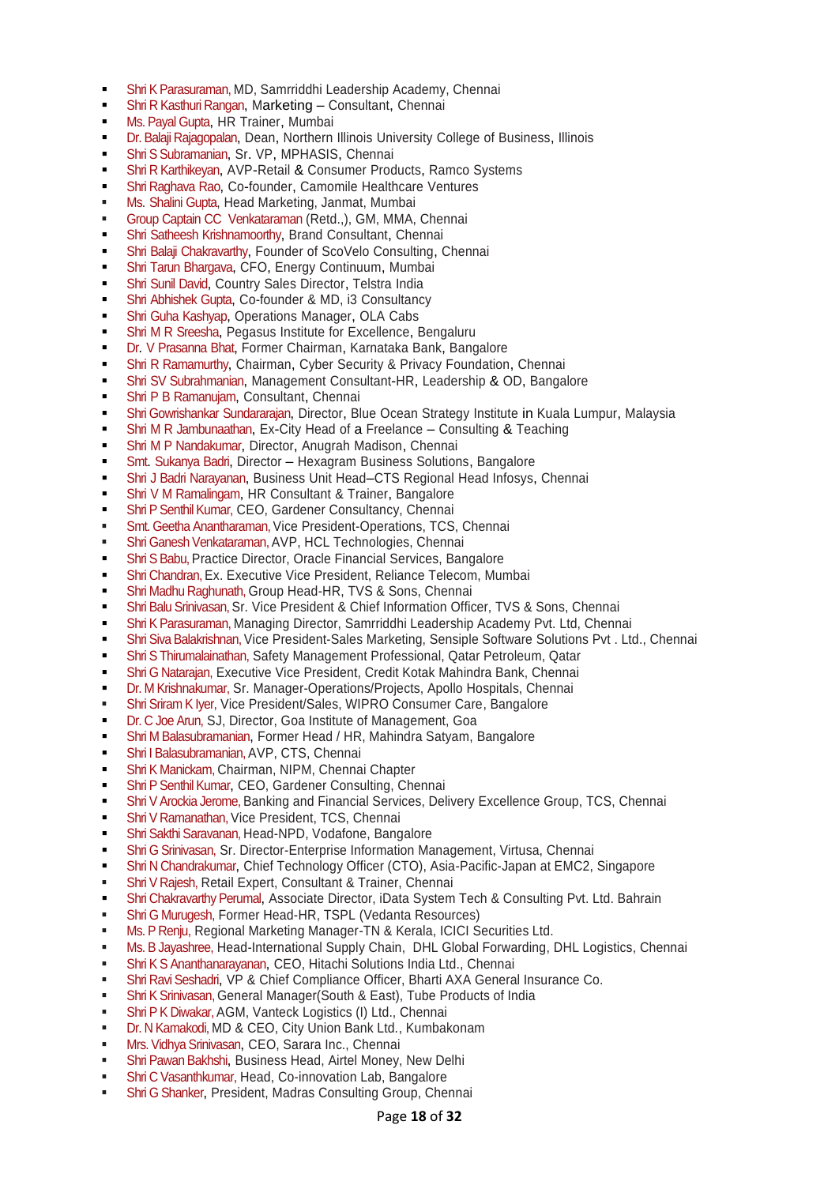- Shri K Parasuraman, MD, Samrriddhi Leadership Academy, Chennai
- Shri R Kasthuri Rangan, Marketing – Consultant, Chennai
- Ms. Payal Gupta, HR Trainer, Mumbai
- Dr. Balaji Rajagopalan, Dean, Northern Illinois University College of Business, Illinois
- Shri S Subramanian, Sr. VP, MPHASIS, Chennai
- Shri R Karthikeyan, AVP-Retail & Consumer Products, Ramco Systems
- Shri Raghava Rao, Co-founder, Camomile Healthcare Ventures
- Ms. Shalini Gupta, Head Marketing, Janmat, Mumbai
- Group Captain CC Venkataraman (Retd.,), GM, MMA, Chennai
- Shri Satheesh Krishnamoorthy, Brand Consultant, Chennai
- Shri Balaji Chakravarthy, Founder of ScoVelo Consulting, Chennai
- Shri Tarun Bhargava, CFO, Energy Continuum, Mumbai
- Shri Sunil David, Country Sales Director, Telstra India
- Shri Abhishek Gupta, Co-founder & MD, i3 Consultancy
- Shri Guha Kashyap, Operations Manager, OLA Cabs
- Shri M R Sreesha, Pegasus Institute for Excellence, Bengaluru
- Dr. V Prasanna Bhat, Former Chairman, Karnataka Bank, Bangalore
- Shri R Ramamurthy, Chairman, Cyber Security & Privacy Foundation, Chennai
- Shri SV Subrahmanian, Management Consultant-HR, Leadership & OD, Bangalore
- Shri P B Ramanujam, Consultant, Chennai
- Shri Gowrishankar Sundararajan, Director, Blue Ocean Strategy Institute in Kuala Lumpur, Malaysia
- Shri M R Jambunaathan, Ex-City Head of a Freelance – Consulting & Teaching
- Shri M P Nandakumar, Director, Anugrah Madison, Chennai
- Smt. Sukanya Badri, Director – Hexagram Business Solutions, Bangalore
- Shri J Badri Narayanan, Business Unit Head–CTS Regional Head Infosys, Chennai
- Shri V M Ramalingam, HR Consultant & Trainer, Bangalore
- Shri P Senthil Kumar, CEO, Gardener Consultancy, Chennai
- Smt. Geetha Anantharaman, Vice President-Operations, TCS, Chennai
- Shri Ganesh Venkataraman, AVP, HCL Technologies, Chennai
- Shri S Babu, Practice Director, Oracle Financial Services, Bangalore
- Shri Chandran, Ex. Executive Vice President, Reliance Telecom, Mumbai
- Shri Madhu Raghunath, Group Head-HR, TVS & Sons, Chennai
- Shri Balu Srinivasan, Sr. Vice President & Chief Information Officer, TVS & Sons, Chennai
- Shri K Parasuraman, Managing Director, Samrriddhi Leadership Academy Pvt. Ltd, Chennai
- Shri Siva Balakrishnan, Vice President-Sales Marketing, Sensiple Software Solutions Pvt . Ltd., Chennai
- Shri S Thirumalainathan, Safety Management Professional, Qatar Petroleum, Qatar
- Shri G Natarajan, Executive Vice President, Credit Kotak Mahindra Bank, Chennai
- Dr. M Krishnakumar, Sr. Manager-Operations/Projects, Apollo Hospitals, Chennai
- Shri Sriram K Iyer, Vice President/Sales, WIPRO Consumer Care, Bangalore
- Dr. C Joe Arun, SJ, Director, Goa Institute of Management, Goa
- Shri M Balasubramanian, Former Head / HR, Mahindra Satyam, Bangalore
- Shri I Balasubramanian, AVP, CTS, Chennai
- Shri K Manickam, Chairman, NIPM, Chennai Chapter
- Shri P Senthil Kumar, CEO, Gardener Consulting, Chennai
- Shri V Arockia Jerome, Banking and Financial Services, Delivery Excellence Group, TCS, Chennai
- Shri V Ramanathan, Vice President, TCS, Chennai
- Shri Sakthi Saravanan, Head-NPD, Vodafone, Bangalore
- Shri G Srinivasan, Sr. Director-Enterprise Information Management, Virtusa, Chennai
- Shri N Chandrakumar, Chief Technology Officer (CTO), Asia-Pacific-Japan at EMC2, Singapore
- Shri V Rajesh, Retail Expert, Consultant & Trainer, Chennai
- Shri Chakravarthy Perumal, Associate Director, iData System Tech & Consulting Pvt. Ltd. Bahrain
- Shri G Murugesh, Former Head-HR, TSPL (Vedanta Resources)
- Ms. P Renju, Regional Marketing Manager-TN & Kerala, ICICI Securities Ltd.
- Ms. B Jayashree, Head-International Supply Chain, DHL Global Forwarding, DHL Logistics, Chennai
- Shri K S Ananthanarayanan, CEO, Hitachi Solutions India Ltd., Chennai
- Shri Ravi Seshadri, VP & Chief Compliance Officer, Bharti AXA General Insurance Co.
- Shri K Srinivasan, General Manager(South & East), Tube Products of India
- Shri P K Diwakar, AGM, Vanteck Logistics (I) Ltd., Chennai
- Dr. N Kamakodi, MD & CEO, City Union Bank Ltd., Kumbakonam
- Mrs. Vidhya Srinivasan, CEO, Sarara Inc., Chennai
- Shri Pawan Bakhshi, Business Head, Airtel Money, New Delhi
- Shri C Vasanthkumar, Head, Co-innovation Lab, Bangalore
- Shri G Shanker, President, Madras Consulting Group, Chennai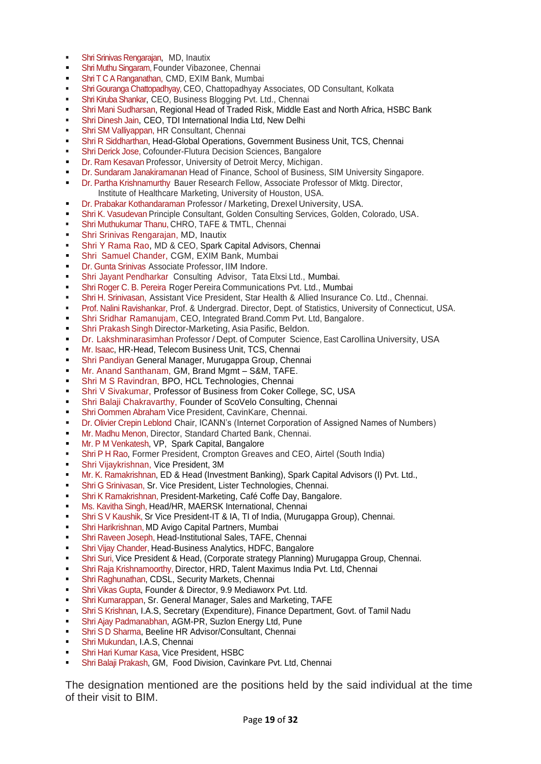- Shri Srinivas Rengarajan, MD, Inautix
- Shri Muthu Singaram, Founder Vibazonee, Chennai
- Shri T C A Ranganathan, CMD, EXIM Bank, Mumbai
- Shri Gouranga Chattopadhyay, CEO, Chattopadhyay Associates, OD Consultant, Kolkata
- Shri Kiruba Shankar, CEO, Business Blogging Pvt. Ltd., Chennai
- Shri Mani Sudharsan, Regional Head of Traded Risk, Middle East and North Africa, HSBC Bank
- Shri Dinesh Jain, CEO, TDI International India Ltd, New Delhi
- Shri SM Valliyappan, HR Consultant, Chennai
- Shri R Siddharthan, Head-Global Operations, Government Business Unit, TCS, Chennai
- Shri Derick Jose, Cofounder-Flutura Decision Sciences, Bangalore
- Dr. Ram Kesavan Professor, University of Detroit Mercy, Michigan.
- Dr. Sundaram Janakiramanan Head of Finance, School of Business, SIM University Singapore.
- Dr. Partha Krishnamurthy Bauer Research Fellow, Associate Professor of Mktg. Director, Institute of Healthcare Marketing, University of Houston, USA.
- Dr. Prabakar Kothandaraman Professor / Marketing, Drexel University, USA.
- Shri K. Vasudevan Principle Consultant, Golden Consulting Services, Golden, Colorado, USA.
- Shri Muthukumar Thanu, CHRO, TAFE & TMTL, Chennai
- Shri Srinivas Rengarajan, MD, Inautix
- Shri Y Rama Rao, MD & CEO, Spark Capital Advisors, Chennai
- Shri Samuel Chander, CGM, EXIM Bank, Mumbai
- Dr. Gunta Srinivas Associate Professor, IIM Indore.
- Shri Jayant Pendharkar Consulting Advisor, Tata Elxsi Ltd., Mumbai.
- Shri Roger C. B. Pereira Roger Pereira Communications Pvt. Ltd., Mumbai
- Shri H. Srinivasan, Assistant Vice President, Star Health & Allied Insurance Co. Ltd., Chennai.
- Prof. Nalini Ravishankar, Prof. & Undergrad. Director, Dept. of Statistics, University of Connecticut, USA.
- Shri Sridhar Ramanujam, CEO, Integrated Brand.Comm Pvt. Ltd, Bangalore.
- Shri Prakash Singh Director-Marketing, Asia Pasific, Beldon.
- Dr. Lakshminarasimhan Professor / Dept. of Computer Science, East Carollina University, USA
- Mr. Isaac, HR-Head, Telecom Business Unit, TCS, Chennai
- Shri Pandiyan General Manager, Murugappa Group, Chennai
- Mr. Anand Santhanam, GM, Brand Mgmt – S&M, TAFE.
- Shri M S Ravindran, BPO, HCL Technologies, Chennai
- Shri V Sivakumar, Professor of Business from Coker College, SC, USA
- Shri Balaji Chakravarthy, Founder of ScoVelo Consulting, Chennai
- Shri Oommen Abraham Vice President, CavinKare, Chennai.
- Dr. Olivier Crepin Leblond Chair, ICANN's (Internet Corporation of Assigned Names of Numbers)
- Mr. Madhu Menon, Director, Standard Charted Bank, Chennai.
- Mr. P M Venkatesh, VP, Spark Capital, Bangalore
- Shri P H Rao, Former President, Crompton Greaves and CEO, Airtel (South India)
- Shri Vijaykrishnan, Vice President, 3M
- Mr. K. Ramakrishnan, ED & Head (Investment Banking), Spark Capital Advisors (I) Pvt. Ltd.,
- Shri G Srinivasan, Sr. Vice President, Lister Technologies, Chennai.
- Shri K Ramakrishnan, President-Marketing, Café Coffe Day, Bangalore.
- Ms. Kavitha Singh, Head/HR, MAERSK International, Chennai
- Shri S V Kaushik, Sr Vice President-IT & IA, TI of India, (Murugappa Group), Chennai.
- Shri Harikrishnan, MD Avigo Capital Partners, Mumbai
- Shri Raveen Joseph, Head-Institutional Sales, TAFE, Chennai
- Shri Vijay Chander, Head-Business Analytics, HDFC, Bangalore
- Shri Suri, Vice President & Head, (Corporate strategy Planning) Murugappa Group, Chennai.
- Shri Raja Krishnamoorthy, Director, HRD, Talent Maximus India Pvt. Ltd, Chennai
- Shri Raghunathan, CDSL, Security Markets, Chennai
- Shri Vikas Gupta, Founder & Director, 9.9 Mediaworx Pvt. Ltd.
- Shri Kumarappan, Sr. General Manager, Sales and Marketing, TAFE
- Shri S Krishnan, I.A.S, Secretary (Expenditure), Finance Department, Govt. of Tamil Nadu
- Shri Ajay Padmanabhan, AGM-PR, Suzlon Energy Ltd, Pune
- Shri S D Sharma, Beeline HR Advisor/Consultant, Chennai
- Shri Mukundan, I.A.S, Chennai
- Shri Hari Kumar Kasa, Vice President, HSBC
- Shri Balaji Prakash, GM, Food Division, Cavinkare Pvt. Ltd, Chennai

The designation mentioned are the positions held by the said individual at the time of their visit to BIM.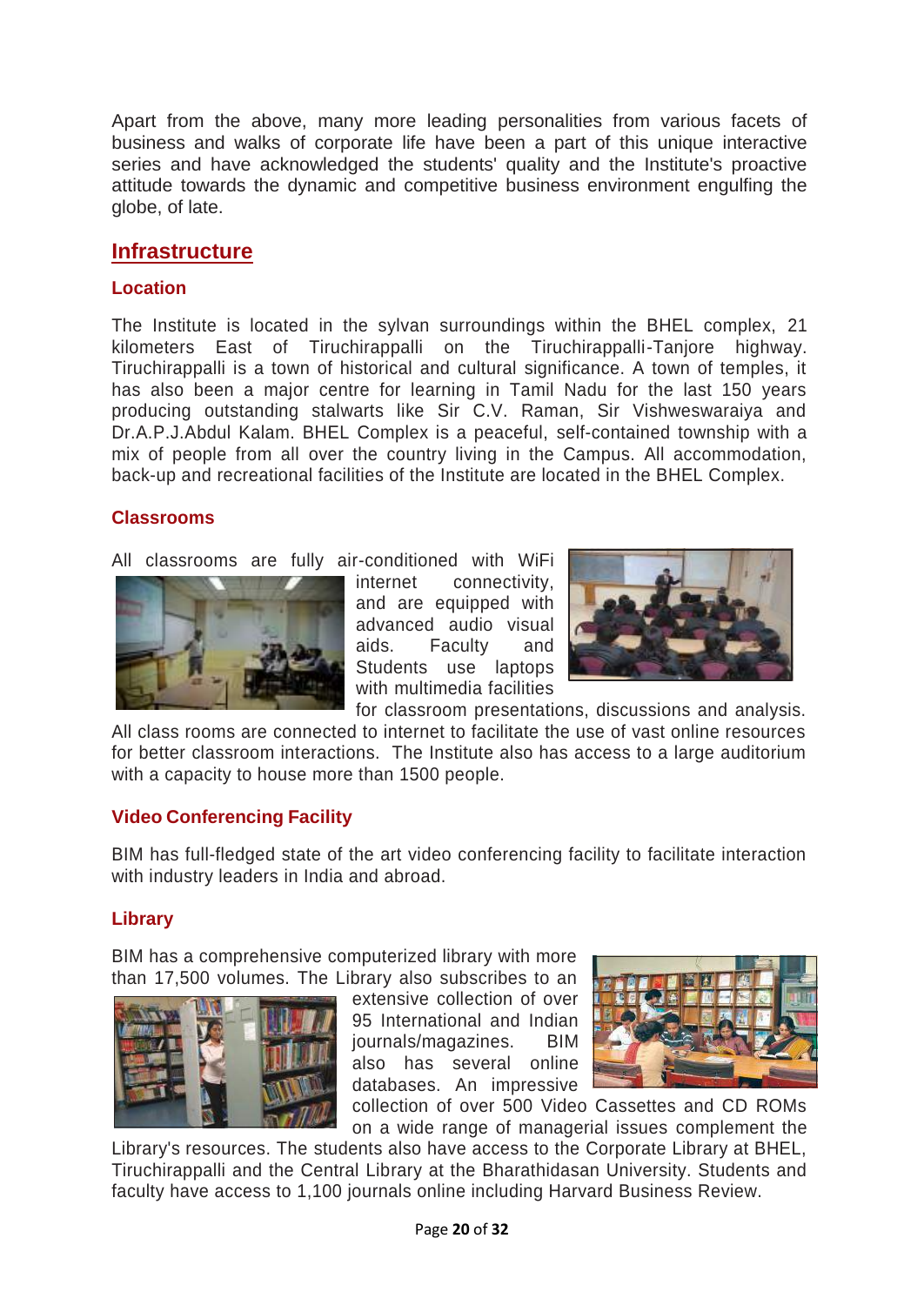Apart from the above, many more leading personalities from various facets of business and walks of corporate life have been a part of this unique interactive series and have acknowledged the students' quality and the Institute's proactive attitude towards the dynamic and competitive business environment engulfing the globe, of late.

## Infrastructure

### Location

The Institute is located in the sylvan surroundings within the BHEL complex, 21 kilometers East of Tiruchirappalli on the Tiruchirappalli-Tanjore highway. Tiruchirappalli is a town of historical and cultural significance. A town of temples, it has also been a major centre for learning in Tamil Nadu for the last 150 years producing outstanding stalwarts like Sir C.V. Raman, Sir Vishweswaraiya and Dr.A.P.J.Abdul Kalam. BHEL Complex is a peaceful, self-contained township with a mix of people from all over the country living in the Campus. All accommodation, back-up and recreational facilities of the Institute are located in the BHEL Complex.

### Classrooms

All classrooms are fully air-conditioned with WiFi internet connectivity, and are equipped with advanced audio visual aids. Faculty and Students use laptops with multimedia facilities for classroom presentations, discussions and analysis. All class rooms are connected to internet to facilitate the use of vast online resources for better classroom interactions. The Institute also has access to a large auditorium with a capacity to house more than 1500 people.

### Video Conferencing Facility

BIM has full-fledged state of the art video conferencing facility to facilitate interaction with industry leaders in India and abroad.

### Library

BIM has a comprehensive computerized library with more than 17,500 volumes. The Library also subscribes to an extensive collection of over 95 International and Indian journals/magazines. BIM also has several online databases. An impressive collection of over 500 Video Cassettes and CD ROMs on a wide range of managerial issues complement the Library's resources. The students also have access to the Corporate Library at BHEL, Tiruchirappalli and the Central Library at the Bharathidasan University. Students and faculty have access to 1,100 journals online including Harvard Business Review.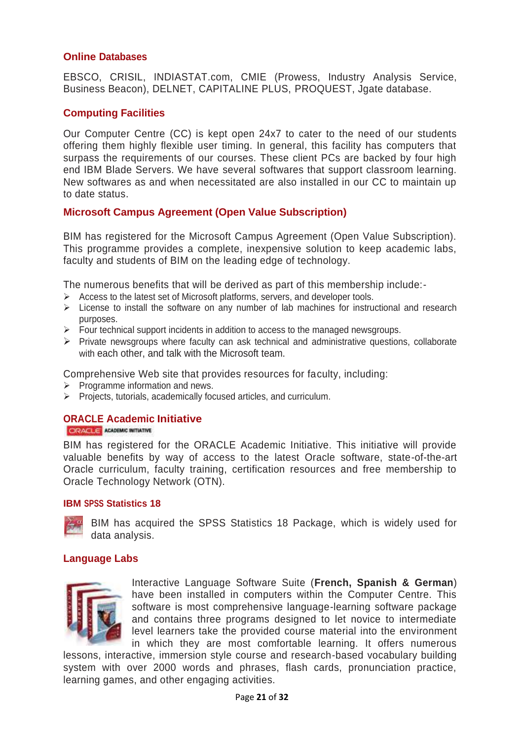## Online Databases

EBSCO, CRISIL, INDIASTAT.com, CMIE (Prowess, Industry Analysis Service, Business Beacon), DELNET, CAPITALINE PLUS, PROQUEST, Jgate database.

## Computing Facilities

Our Computer Centre (CC) is kept open 24x7 to cater to the need of our students offering them highly flexible user timing. In general, this facility has computers that surpass the requirements of our courses. These client PCs are backed by four high end IBM Blade Servers. We have several softwares that support classroom learning. New softwares as and when necessitated are also installed in our CC to maintain up to date status.

## Microsoft Campus Agreement (Open Value Subscription)

BIM has registered for the Microsoft Campus Agreement (Open Value Subscription). This programme provides a complete, inexpensive solution to keep academic labs, faculty and students of BIM on the leading edge of technology.

The numerous benefits that will be derived as part of this membership include:-

- Access to the latest set of Microsoft platforms, servers, and developer tools.
- License to install the software on any number of lab machines for instructional and research purposes.
- Four technical support incidents in addition to access to the managed newsgroups.
- Private newsgroups where faculty can ask technical and administrative questions, collaborate with each other, and talk with the Microsoft team.

Comprehensive Web site that provides resources for faculty, including:

- Programme information and news.
- Projects, tutorials, academically focused articles, and curriculum.

## ORACLE Academic Initiative

ORACLE ACADEMIC INITIATIVE

BIM has registered for the ORACLE Academic Initiative. This initiative will provide valuable benefits by way of access to the latest Oracle software, state-of-the-art Oracle curriculum, faculty training, certification resources and free membership to Oracle Technology Network (OTN).

## IBM SPSS Statistics 18

BIM has acquired the SPSS Statistics 18 Package, which is widely used for data analysis.

## Language Labs

Interactive Language Software Suite (**French, Spanish & German**) have been installed in computers within the Computer Centre. This software is most comprehensive language-learning software package and contains three programs designed to let novice to intermediate level learners take the provided course material into the environment in which they are most comfortable learning. It offers numerous lessons, interactive, immersion style course and research-based vocabulary building system with over 2000 words and phrases, flash cards, pronunciation practice, learning games, and other engaging activities.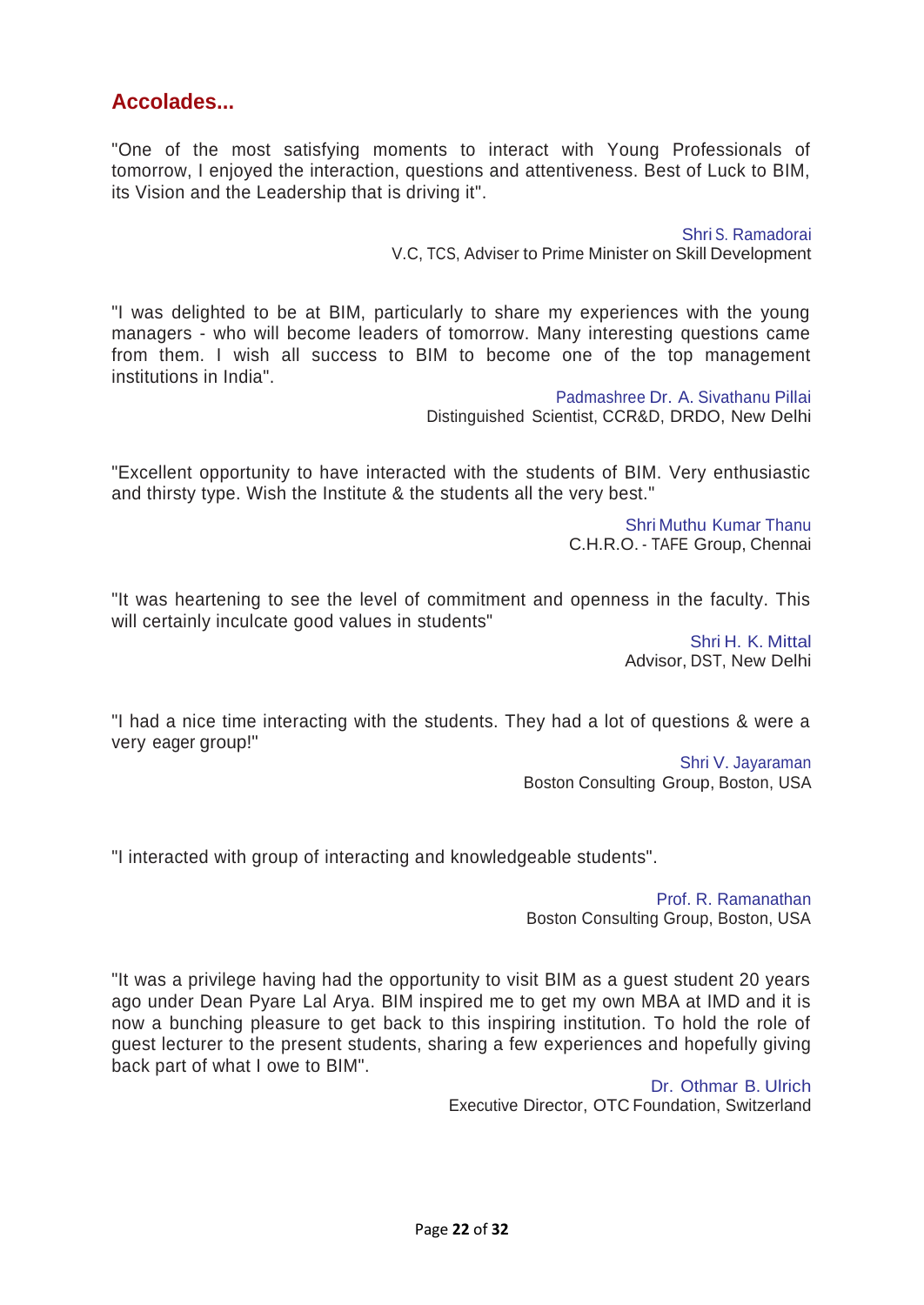## Accolades...

"One of the most satisfying moments to interact with Young Professionals of tomorrow, I enjoyed the interaction, questions and attentiveness. Best of Luck to BIM, its Vision and the Leadership that is driving it".

Shri S. Ramadorai  
V.C, TCS, Adviser to Prime Minister on Skill Development

"I was delighted to be at BIM, particularly to share my experiences with the young managers - who will become leaders of tomorrow. Many interesting questions came from them. I wish all success to BIM to become one of the top management institutions in India".

Padmashree Dr. A. Sivathanu Pillai  
Distinguished Scientist, CCR&D, DRDO, New Delhi

"Excellent opportunity to have interacted with the students of BIM. Very enthusiastic and thirsty type. Wish the Institute & the students all the very best."

Shri Muthu Kumar Thanu  
C.H.R.O. - TAFE Group, Chennai

"It was heartening to see the level of commitment and openness in the faculty. This will certainly inculcate good values in students"

Shri H. K. Mittal  
Advisor, DST, New Delhi

"I had a nice time interacting with the students. They had a lot of questions & were a very eager group!"

Shri V. Jayaraman  
Boston Consulting Group, Boston, USA

"I interacted with group of interacting and knowledgeable students".

Prof. R. Ramanathan  
Boston Consulting Group, Boston, USA

"It was a privilege having had the opportunity to visit BIM as a guest student 20 years ago under Dean Pyare Lal Arya. BIM inspired me to get my own MBA at IMD and it is now a bunching pleasure to get back to this inspiring institution. To hold the role of guest lecturer to the present students, sharing a few experiences and hopefully giving back part of what I owe to BIM".

Dr. Othmar B. Ulrich  
Executive Director, OTC Foundation, Switzerland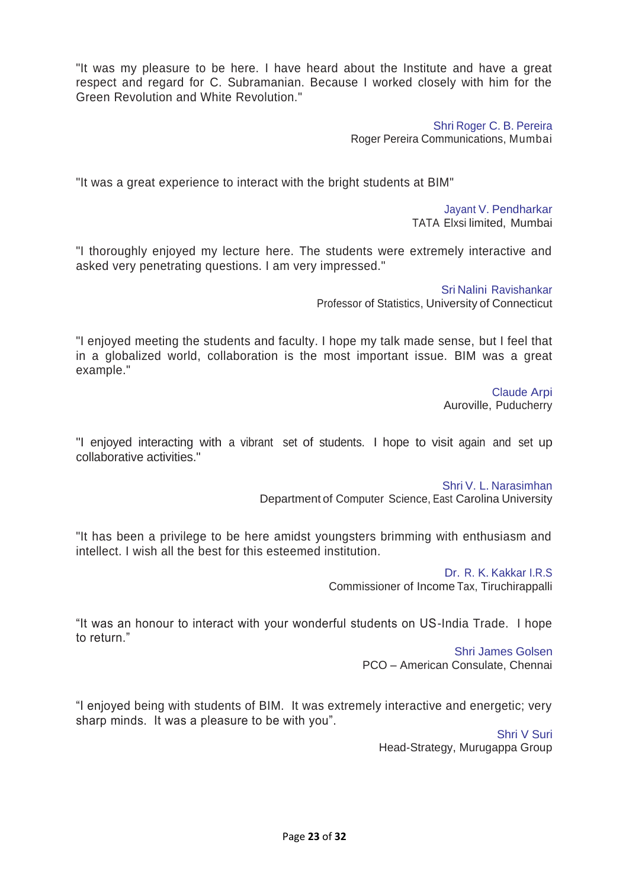"It was my pleasure to be here. I have heard about the Institute and have a great respect and regard for C. Subramanian. Because I worked closely with him for the Green Revolution and White Revolution."

Shri Roger C. B. Pereira
Roger Pereira Communications, Mumbai

"It was a great experience to interact with the bright students at BIM"

Jayant V. Pendharkar
TATA Elxsi limited, Mumbai

"I thoroughly enjoyed my lecture here. The students were extremely interactive and asked very penetrating questions. I am very impressed."

Sri Nalini Ravishankar
Professor of Statistics, University of Connecticut

"I enjoyed meeting the students and faculty. I hope my talk made sense, but I feel that in a globalized world, collaboration is the most important issue. BIM was a great example."

Claude Arpi
Auroville, Puducherry

"I enjoyed interacting with a vibrant set of students. I hope to visit again and set up collaborative activities."

Shri V. L. Narasimhan
Department of Computer Science, East Carolina University

"It has been a privilege to be here amidst youngsters brimming with enthusiasm and intellect. I wish all the best for this esteemed institution.

Dr. R. K. Kakkar I.R.S
Commissioner of Income Tax, Tiruchirappalli

"It was an honour to interact with your wonderful students on US-India Trade. I hope to return."

Shri James Golsen
PCO – American Consulate, Chennai

"I enjoyed being with students of BIM. It was extremely interactive and energetic; very sharp minds. It was a pleasure to be with you".

Shri V Suri
Head-Strategy, Murugappa Group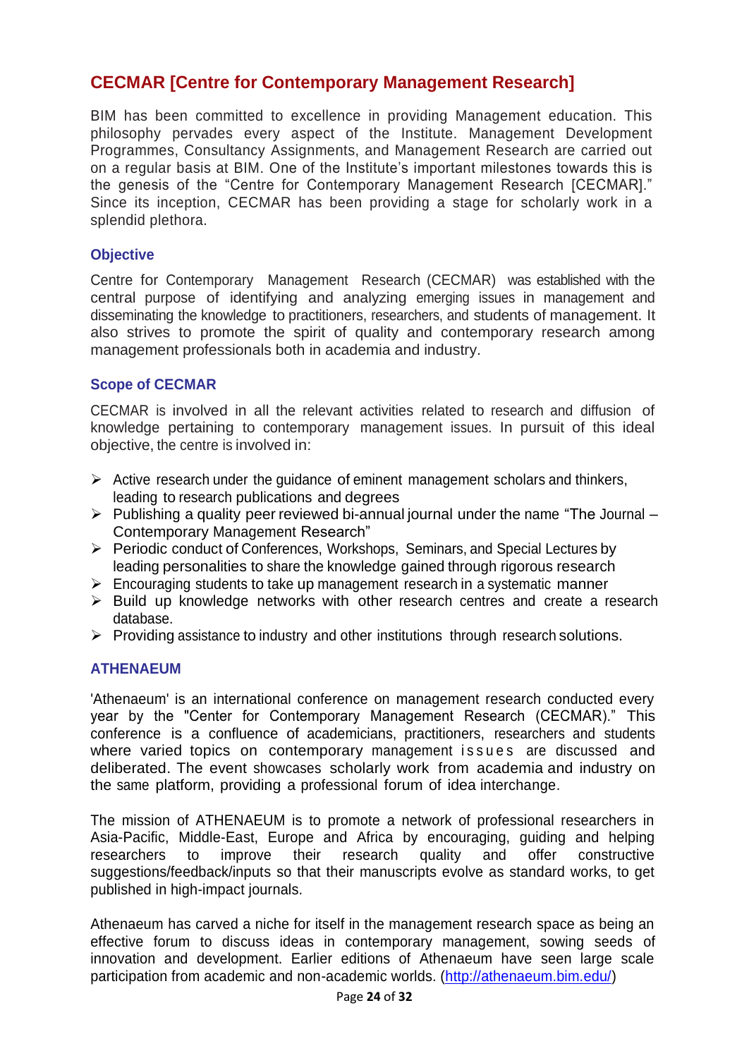## CECMAR [Centre for Contemporary Management Research]

BIM has been committed to excellence in providing Management education. This philosophy pervades every aspect of the Institute. Management Development Programmes, Consultancy Assignments, and Management Research are carried out on a regular basis at BIM. One of the Institute's important milestones towards this is the genesis of the "Centre for Contemporary Management Research [CECMAR]." Since its inception, CECMAR has been providing a stage for scholarly work in a splendid plethora.

### Objective

Centre for Contemporary Management Research (CECMAR) was established with the central purpose of identifying and analyzing emerging issues in management and disseminating the knowledge to practitioners, researchers, and students of management. It also strives to promote the spirit of quality and contemporary research among management professionals both in academia and industry.

### Scope of CECMAR

CECMAR is involved in all the relevant activities related to research and diffusion of knowledge pertaining to contemporary management issues. In pursuit of this ideal objective, the centre is involved in:

- Active research under the guidance of eminent management scholars and thinkers, leading to research publications and degrees
- Publishing a quality peer reviewed bi-annual journal under the name "The Journal – Contemporary Management Research"
- Periodic conduct of Conferences, Workshops, Seminars, and Special Lectures by leading personalities to share the knowledge gained through rigorous research
- Encouraging students to take up management research in a systematic manner
- Build up knowledge networks with other research centres and create a research database.
- Providing assistance to industry and other institutions through research solutions.

### ATHENAEUM

'Athenaeum' is an international conference on management research conducted every year by the "Center for Contemporary Management Research (CECMAR)." This conference is a confluence of academicians, practitioners, researchers and students where varied topics on contemporary management issues are discussed and deliberated. The event showcases scholarly work from academia and industry on the same platform, providing a professional forum of idea interchange.

The mission of ATHENAEUM is to promote a network of professional researchers in Asia-Pacific, Middle-East, Europe and Africa by encouraging, guiding and helping researchers to improve their research quality and offer constructive suggestions/feedback/inputs so that their manuscripts evolve as standard works, to get published in high-impact journals.

Athenaeum has carved a niche for itself in the management research space as being an effective forum to discuss ideas in contemporary management, sowing seeds of innovation and development. Earlier editions of Athenaeum have seen large scale participation from academic and non-academic worlds. (http://athenaeum.bim.edu/)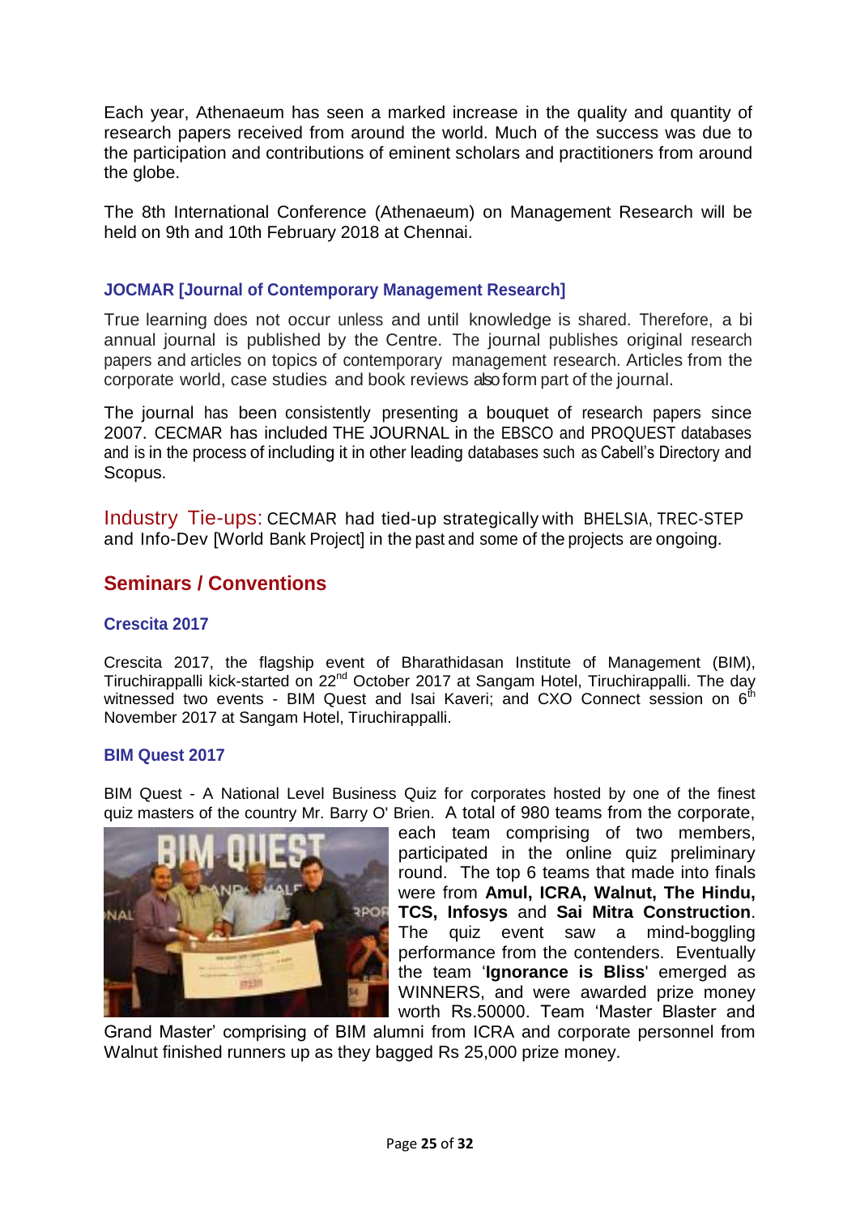Each year, Athenaeum has seen a marked increase in the quality and quantity of research papers received from around the world. Much of the success was due to the participation and contributions of eminent scholars and practitioners from around the globe.

The 8th International Conference (Athenaeum) on Management Research will be held on 9th and 10th February 2018 at Chennai.

### JOCMAR [Journal of Contemporary Management Research]

True learning does not occur unless and until knowledge is shared. Therefore, a bi annual journal is published by the Centre. The journal publishes original research papers and articles on topics of contemporary management research. Articles from the corporate world, case studies and book reviews also form part of the journal.

The journal has been consistently presenting a bouquet of research papers since 2007. CECMAR has included THE JOURNAL in the EBSCO and PROQUEST databases and is in the process of including it in other leading databases such as Cabell's Directory and Scopus.

Industry Tie-ups: CECMAR had tied-up strategically with BHELSIA, TREC-STEP and Info-Dev [World Bank Project] in the past and some of the projects are ongoing.

## Seminars / Conventions

### Crescita 2017

Crescita 2017, the flagship event of Bharathidasan Institute of Management (BIM), Tiruchirappalli kick-started on 22nd October 2017 at Sangam Hotel, Tiruchirappalli. The day witnessed two events - BIM Quest and Isai Kaveri; and CXO Connect session on 6th November 2017 at Sangam Hotel, Tiruchirappalli.

### BIM Quest 2017

BIM Quest - A National Level Business Quiz for corporates hosted by one of the finest quiz masters of the country Mr. Barry O' Brien. A total of 980 teams from the corporate, each team comprising of two members, participated in the online quiz preliminary round. The top 6 teams that made into finals were from **Amul, ICRA, Walnut, The Hindu, TCS, Infosys** and **Sai Mitra Construction**. The quiz event saw a mind-boggling performance from the contenders. Eventually the team '**Ignorance is Bliss**' emerged as WINNERS, and were awarded prize money worth Rs.50000. Team 'Master Blaster and Grand Master' comprising of BIM alumni from ICRA and corporate personnel from Walnut finished runners up as they bagged Rs 25,000 prize money.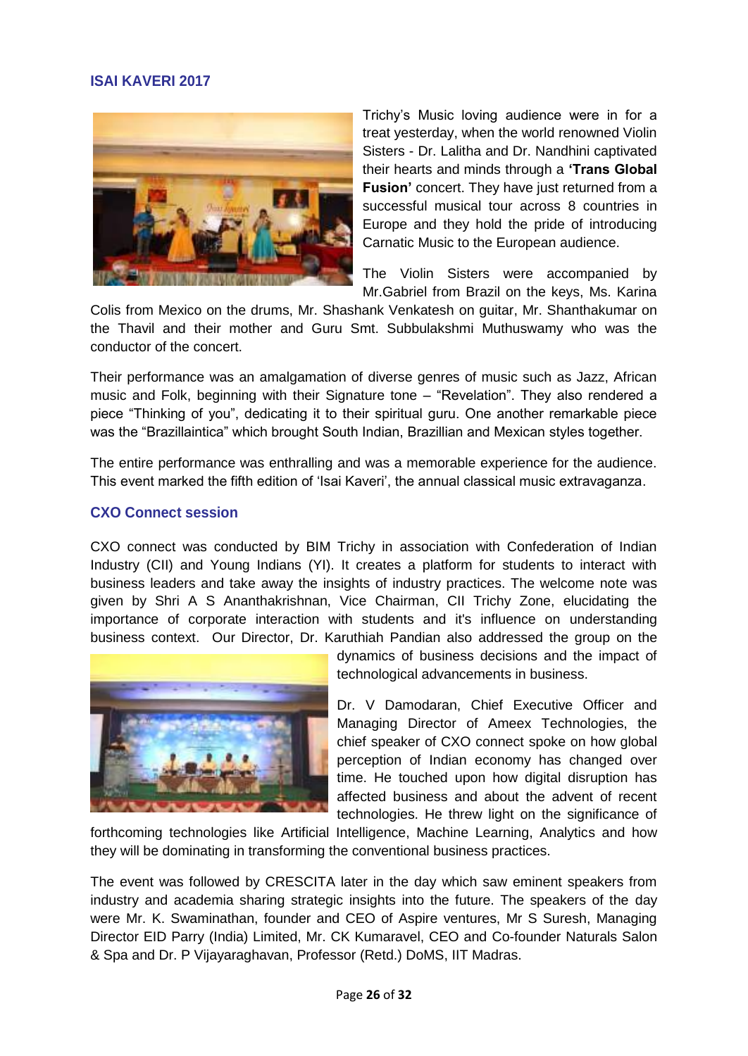## ISAI KAVERI 2017

Trichy's Music loving audience were in for a treat yesterday, when the world renowned Violin Sisters - Dr. Lalitha and Dr. Nandhini captivated their hearts and minds through a **'Trans Global Fusion'** concert. They have just returned from a successful musical tour across 8 countries in Europe and they hold the pride of introducing Carnatic Music to the European audience.

The Violin Sisters were accompanied by Mr.Gabriel from Brazil on the keys, Ms. Karina Colis from Mexico on the drums, Mr. Shashank Venkatesh on guitar, Mr. Shanthakumar on the Thavil and their mother and Guru Smt. Subbulakshmi Muthuswamy who was the conductor of the concert.

Their performance was an amalgamation of diverse genres of music such as Jazz, African music and Folk, beginning with their Signature tone – "Revelation". They also rendered a piece "Thinking of you", dedicating it to their spiritual guru. One another remarkable piece was the "Brazillaintica" which brought South Indian, Brazillian and Mexican styles together.

The entire performance was enthralling and was a memorable experience for the audience. This event marked the fifth edition of 'Isai Kaveri', the annual classical music extravaganza.

## CXO Connect session

CXO connect was conducted by BIM Trichy in association with Confederation of Indian Industry (CII) and Young Indians (YI). It creates a platform for students to interact with business leaders and take away the insights of industry practices. The welcome note was given by Shri A S Ananthakrishnan, Vice Chairman, CII Trichy Zone, elucidating the importance of corporate interaction with students and it's influence on understanding business context. Our Director, Dr. Karuthiah Pandian also addressed the group on the dynamics of business decisions and the impact of technological advancements in business.

Dr. V Damodaran, Chief Executive Officer and Managing Director of Ameex Technologies, the chief speaker of CXO connect spoke on how global perception of Indian economy has changed over time. He touched upon how digital disruption has affected business and about the advent of recent technologies. He threw light on the significance of forthcoming technologies like Artificial Intelligence, Machine Learning, Analytics and how they will be dominating in transforming the conventional business practices.

The event was followed by CRESCITA later in the day which saw eminent speakers from industry and academia sharing strategic insights into the future. The speakers of the day were Mr. K. Swaminathan, founder and CEO of Aspire ventures, Mr S Suresh, Managing Director EID Parry (India) Limited, Mr. CK Kumaravel, CEO and Co-founder Naturals Salon & Spa and Dr. P Vijayaraghavan, Professor (Retd.) DoMS, IIT Madras.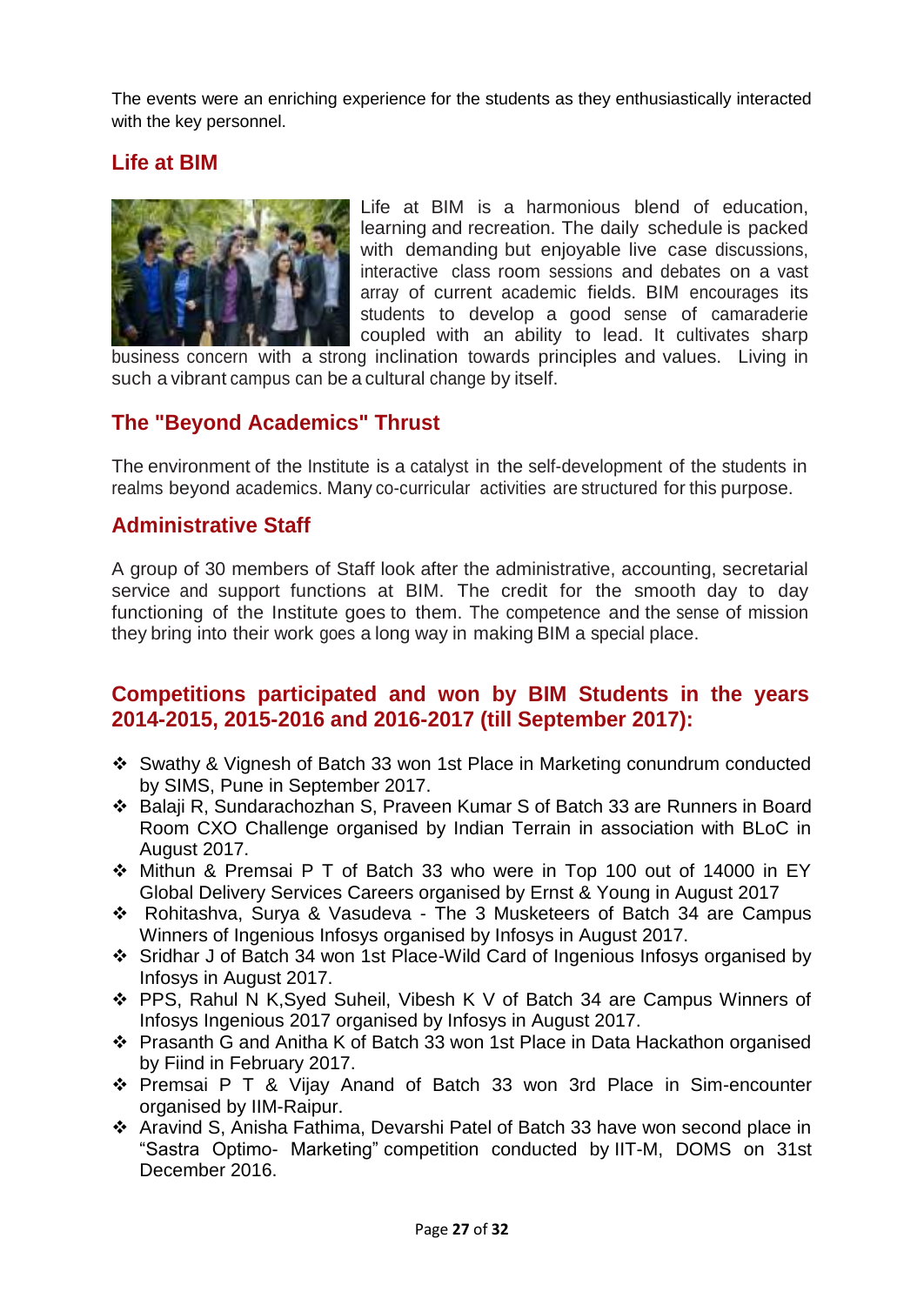The events were an enriching experience for the students as they enthusiastically interacted with the key personnel.

## Life at BIM

Life at BIM is a harmonious blend of education, learning and recreation. The daily schedule is packed with demanding but enjoyable live case discussions, interactive class room sessions and debates on a vast array of current academic fields. BIM encourages its students to develop a good sense of camaraderie coupled with an ability to lead. It cultivates sharp business concern with a strong inclination towards principles and values. Living in such a vibrant campus can be a cultural change by itself.

## The "Beyond Academics" Thrust

The environment of the Institute is a catalyst in the self-development of the students in realms beyond academics. Many co-curricular activities are structured for this purpose.

## Administrative Staff

A group of 30 members of Staff look after the administrative, accounting, secretarial service and support functions at BIM. The credit for the smooth day to day functioning of the Institute goes to them. The competence and the sense of mission they bring into their work goes a long way in making BIM a special place.

## Competitions participated and won by BIM Students in the years 2014-2015, 2015-2016 and 2016-2017 (till September 2017):

- Swathy & Vignesh of Batch 33 won 1st Place in Marketing conundrum conducted by SIMS, Pune in September 2017.
- Balaji R, Sundarachozhan S, Praveen Kumar S of Batch 33 are Runners in Board Room CXO Challenge organised by Indian Terrain in association with BLoC in August 2017.
- Mithun & Premsai P T of Batch 33 who were in Top 100 out of 14000 in EY Global Delivery Services Careers organised by Ernst & Young in August 2017
- Rohitashva, Surya & Vasudeva - The 3 Musketeers of Batch 34 are Campus Winners of Ingenious Infosys organised by Infosys in August 2017.
- Sridhar J of Batch 34 won 1st Place-Wild Card of Ingenious Infosys organised by Infosys in August 2017.
- PPS, Rahul N K,Syed Suheil, Vibesh K V of Batch 34 are Campus Winners of Infosys Ingenious 2017 organised by Infosys in August 2017.
- Prasanth G and Anitha K of Batch 33 won 1st Place in Data Hackathon organised by Fiind in February 2017.
- Premsai P T & Vijay Anand of Batch 33 won 3rd Place in Sim-encounter organised by IIM-Raipur.
- Aravind S, Anisha Fathima, Devarshi Patel of Batch 33 have won second place in "Sastra Optimo- Marketing" competition conducted by IIT-M, DOMS on 31st December 2016.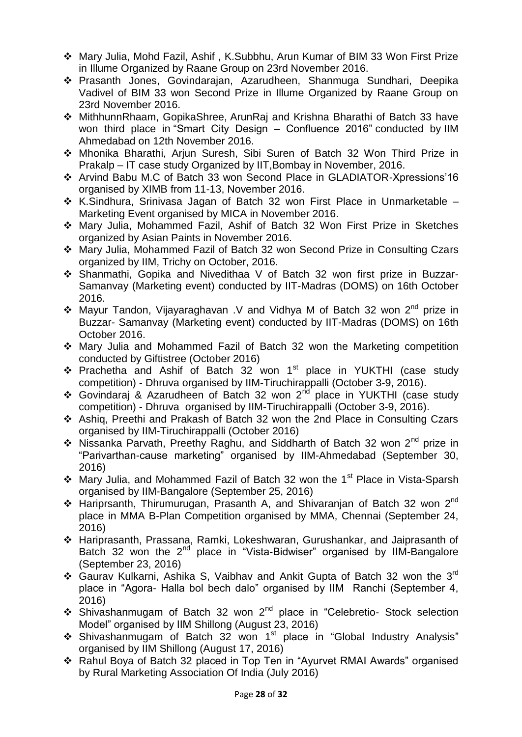- Mary Julia, Mohd Fazil, Ashif , K.Subbhu, Arun Kumar of BIM 33 Won First Prize in Illume Organized by Raane Group on 23rd November 2016.
- Prasanth Jones, Govindarajan, Azarudheen, Shanmuga Sundhari, Deepika Vadivel of BIM 33 won Second Prize in Illume Organized by Raane Group on 23rd November 2016.
- MithhunnRhaam, GopikaShree, ArunRaj and Krishna Bharathi of Batch 33 have won third place in "Smart City Design – Confluence 2016" conducted by IIM Ahmedabad on 12th November 2016.
- Mhonika Bharathi, Arjun Suresh, Sibi Suren of Batch 32 Won Third Prize in Prakalp – IT case study Organized by IIT,Bombay in November, 2016.
- Arvind Babu M.C of Batch 33 won Second Place in GLADIATOR-Xpressions'16 organised by XIMB from 11-13, November 2016.
- K.Sindhura, Srinivasa Jagan of Batch 32 won First Place in Unmarketable – Marketing Event organised by MICA in November 2016.
- Mary Julia, Mohammed Fazil, Ashif of Batch 32 Won First Prize in Sketches organized by Asian Paints in November 2016.
- Mary Julia, Mohammed Fazil of Batch 32 won Second Prize in Consulting Czars organized by IIM, Trichy on October, 2016.
- Shanmathi, Gopika and Nivedithaa V of Batch 32 won first prize in Buzzar-Samanvay (Marketing event) conducted by IIT-Madras (DOMS) on 16th October 2016.
- Mayur Tandon, Vijayaraghavan .V and Vidhya M of Batch 32 won 2nd prize in Buzzar- Samanvay (Marketing event) conducted by IIT-Madras (DOMS) on 16th October 2016.
- Mary Julia and Mohammed Fazil of Batch 32 won the Marketing competition conducted by Giftistree (October 2016)
- Prachetha and Ashif of Batch 32 won 1st place in YUKTHI (case study competition) - Dhruva organised by IIM-Tiruchirappalli (October 3-9, 2016).
- Govindaraj & Azarudheen of Batch 32 won 2nd place in YUKTHI (case study competition) - Dhruva organised by IIM-Tiruchirappalli (October 3-9, 2016).
- Ashiq, Preethi and Prakash of Batch 32 won the 2nd Place in Consulting Czars organised by IIM-Tiruchirappalli (October 2016)
- Nissanka Parvath, Preethy Raghu, and Siddharth of Batch 32 won 2nd prize in "Parivarthan-cause marketing" organised by IIM-Ahmedabad (September 30, 2016)
- Mary Julia, and Mohammed Fazil of Batch 32 won the 1st Place in Vista-Sparsh organised by IIM-Bangalore (September 25, 2016)
- Hariprsanth, Thirumurugan, Prasanth A, and Shivaranjan of Batch 32 won 2nd place in MMA B-Plan Competition organised by MMA, Chennai (September 24, 2016)
- Hariprasanth, Prassana, Ramki, Lokeshwaran, Gurushankar, and Jaiprasanth of Batch 32 won the 2nd place in "Vista-Bidwiser" organised by IIM-Bangalore (September 23, 2016)
- Gaurav Kulkarni, Ashika S, Vaibhav and Ankit Gupta of Batch 32 won the 3rd place in "Agora- Halla bol bech dalo" organised by IIM Ranchi (September 4, 2016)
- Shivashanmugam of Batch 32 won 2nd place in "Celebretio- Stock selection Model" organised by IIM Shillong (August 23, 2016)
- Shivashanmugam of Batch 32 won 1st place in "Global Industry Analysis" organised by IIM Shillong (August 17, 2016)
- Rahul Boya of Batch 32 placed in Top Ten in "Ayurvet RMAI Awards" organised by Rural Marketing Association Of India (July 2016)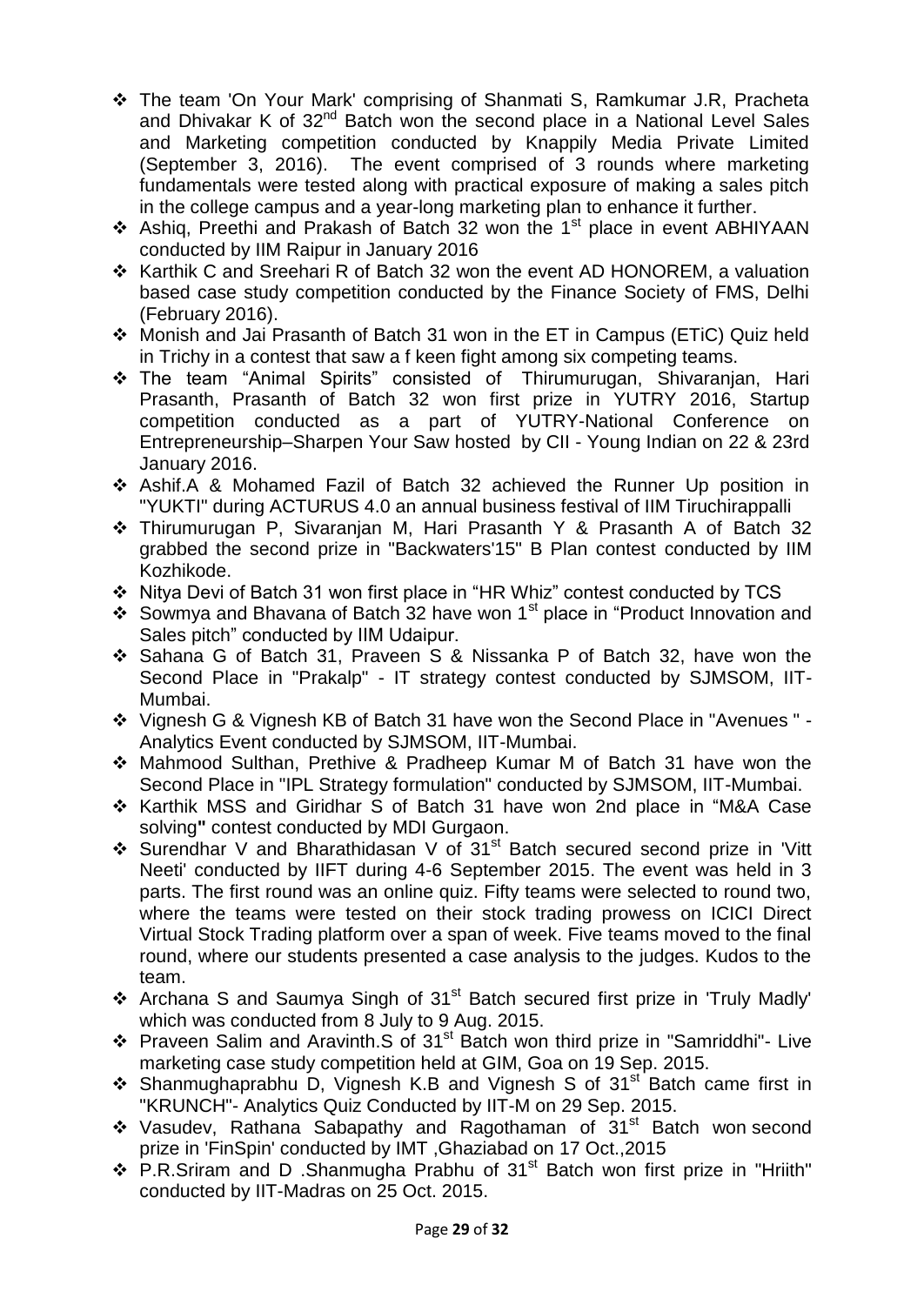- The team 'On Your Mark' comprising of Shanmati S, Ramkumar J.R, Pracheta and Dhivakar K of 32nd Batch won the second place in a National Level Sales and Marketing competition conducted by Knappily Media Private Limited (September 3, 2016). The event comprised of 3 rounds where marketing fundamentals were tested along with practical exposure of making a sales pitch in the college campus and a year-long marketing plan to enhance it further.
- Ashiq, Preethi and Prakash of Batch 32 won the 1st place in event ABHIYAAN conducted by IIM Raipur in January 2016
- Karthik C and Sreehari R of Batch 32 won the event AD HONOREM, a valuation based case study competition conducted by the Finance Society of FMS, Delhi (February 2016).
- Monish and Jai Prasanth of Batch 31 won in the ET in Campus (ETiC) Quiz held in Trichy in a contest that saw a f keen fight among six competing teams.
- The team "Animal Spirits" consisted of Thirumurugan, Shivaranjan, Hari Prasanth, Prasanth of Batch 32 won first prize in YUTRY 2016, Startup competition conducted as a part of YUTRY-National Conference on Entrepreneurship–Sharpen Your Saw hosted by CII - Young Indian on 22 & 23rd January 2016.
- Ashif.A & Mohamed Fazil of Batch 32 achieved the Runner Up position in "YUKTI" during ACTURUS 4.0 an annual business festival of IIM Tiruchirappalli
- Thirumurugan P, Sivaranjan M, Hari Prasanth Y & Prasanth A of Batch 32 grabbed the second prize in "Backwaters'15" B Plan contest conducted by IIM Kozhikode.
- Nitya Devi of Batch 31 won first place in "HR Whiz" contest conducted by TCS
- Sowmya and Bhavana of Batch 32 have won 1st place in "Product Innovation and Sales pitch" conducted by IIM Udaipur.
- Sahana G of Batch 31, Praveen S & Nissanka P of Batch 32, have won the Second Place in "Prakalp" - IT strategy contest conducted by SJMSOM, IIT-Mumbai.
- Vignesh G & Vignesh KB of Batch 31 have won the Second Place in "Avenues " - Analytics Event conducted by SJMSOM, IIT-Mumbai.
- Mahmood Sulthan, Prethive & Pradheep Kumar M of Batch 31 have won the Second Place in "IPL Strategy formulation" conducted by SJMSOM, IIT-Mumbai.
- Karthik MSS and Giridhar S of Batch 31 have won 2nd place in "M&A Case solving**"** contest conducted by MDI Gurgaon.
- Surendhar V and Bharathidasan V of 31st Batch secured second prize in 'Vitt Neeti' conducted by IIFT during 4-6 September 2015. The event was held in 3 parts. The first round was an online quiz. Fifty teams were selected to round two, where the teams were tested on their stock trading prowess on ICICI Direct Virtual Stock Trading platform over a span of week. Five teams moved to the final round, where our students presented a case analysis to the judges. Kudos to the team.
- Archana S and Saumya Singh of 31st Batch secured first prize in 'Truly Madly' which was conducted from 8 July to 9 Aug. 2015.
- Praveen Salim and Aravinth.S of 31st Batch won third prize in "Samriddhi"- Live marketing case study competition held at GIM, Goa on 19 Sep. 2015.
- Shanmughaprabhu D, Vignesh K.B and Vignesh S of 31st Batch came first in "KRUNCH"- Analytics Quiz Conducted by IIT-M on 29 Sep. 2015.
- Vasudev, Rathana Sabapathy and Ragothaman of 31st Batch won second prize in 'FinSpin' conducted by IMT ,Ghaziabad on 17 Oct.,2015
- P.R.Sriram and D .Shanmugha Prabhu of 31st Batch won first prize in "Hriith" conducted by IIT-Madras on 25 Oct. 2015.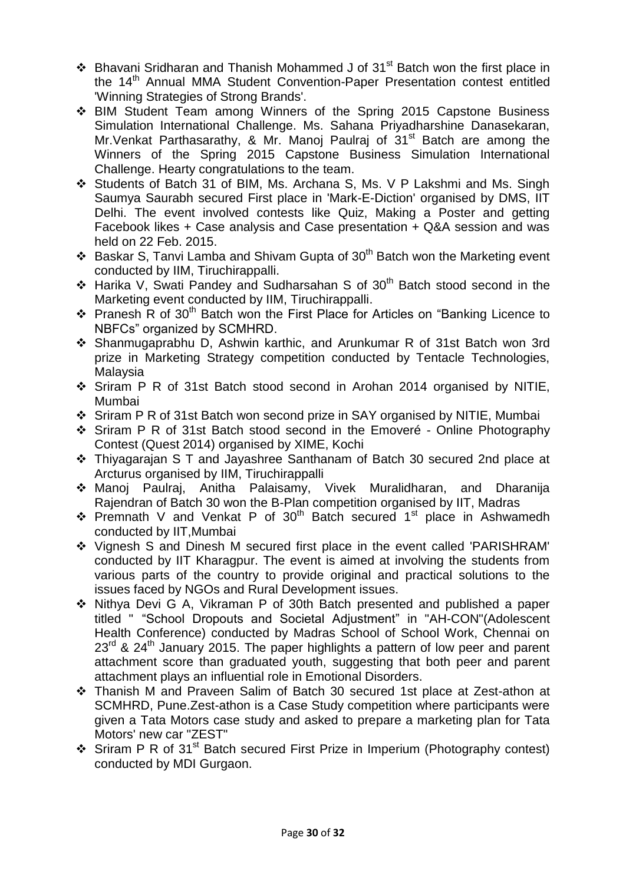- Bhavani Sridharan and Thanish Mohammed J of 31st Batch won the first place in the 14th Annual MMA Student Convention-Paper Presentation contest entitled 'Winning Strategies of Strong Brands'.
- BIM Student Team among Winners of the Spring 2015 Capstone Business Simulation International Challenge. Ms. Sahana Priyadharshine Danasekaran, Mr.Venkat Parthasarathy, & Mr. Manoj Paulraj of 31st Batch are among the Winners of the Spring 2015 Capstone Business Simulation International Challenge. Hearty congratulations to the team.
- Students of Batch 31 of BIM, Ms. Archana S, Ms. V P Lakshmi and Ms. Singh Saumya Saurabh secured First place in 'Mark-E-Diction' organised by DMS, IIT Delhi. The event involved contests like Quiz, Making a Poster and getting Facebook likes + Case analysis and Case presentation + Q&A session and was held on 22 Feb. 2015.
- Baskar S, Tanvi Lamba and Shivam Gupta of 30th Batch won the Marketing event conducted by IIM, Tiruchirappalli.
- Harika V, Swati Pandey and Sudharsahan S of 30th Batch stood second in the Marketing event conducted by IIM, Tiruchirappalli.
- Pranesh R of 30th Batch won the First Place for Articles on "Banking Licence to NBFCs" organized by SCMHRD.
- Shanmugaprabhu D, Ashwin karthic, and Arunkumar R of 31st Batch won 3rd prize in Marketing Strategy competition conducted by Tentacle Technologies, Malaysia
- Sriram P R of 31st Batch stood second in Arohan 2014 organised by NITIE, Mumbai
- Sriram P R of 31st Batch won second prize in SAY organised by NITIE, Mumbai
- Sriram P R of 31st Batch stood second in the Emoveré - Online Photography Contest (Quest 2014) organised by XIME, Kochi
- Thiyagarajan S T and Jayashree Santhanam of Batch 30 secured 2nd place at Arcturus organised by IIM, Tiruchirappalli
- Manoj Paulraj, Anitha Palaisamy, Vivek Muralidharan, and Dharanija Rajendran of Batch 30 won the B-Plan competition organised by IIT, Madras
- Premnath V and Venkat P of 30th Batch secured 1st place in Ashwamedh conducted by IIT,Mumbai
- Vignesh S and Dinesh M secured first place in the event called 'PARISHRAM' conducted by IIT Kharagpur. The event is aimed at involving the students from various parts of the country to provide original and practical solutions to the issues faced by NGOs and Rural Development issues.
- Nithya Devi G A, Vikraman P of 30th Batch presented and published a paper titled " "School Dropouts and Societal Adjustment" in "AH-CON"(Adolescent Health Conference) conducted by Madras School of School Work, Chennai on 23rd & 24th January 2015. The paper highlights a pattern of low peer and parent attachment score than graduated youth, suggesting that both peer and parent attachment plays an influential role in Emotional Disorders.
- Thanish M and Praveen Salim of Batch 30 secured 1st place at Zest-athon at SCMHRD, Pune.Zest-athon is a Case Study competition where participants were given a Tata Motors case study and asked to prepare a marketing plan for Tata Motors' new car "ZEST"
- Sriram P R of 31st Batch secured First Prize in Imperium (Photography contest) conducted by MDI Gurgaon.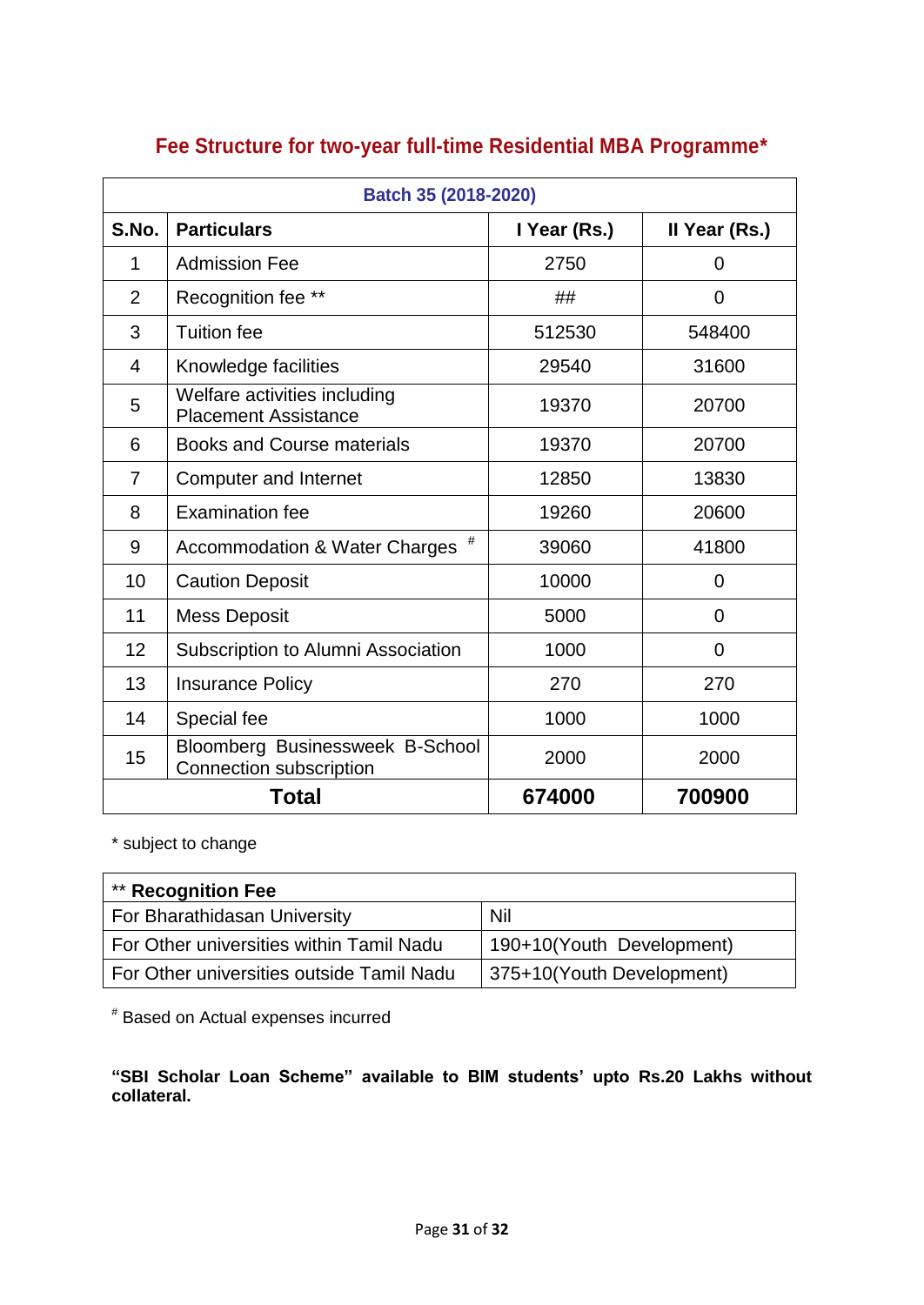## Fee Structure for two-year full-time Residential MBA Programme*

| Batch 35 (2018-2020) | | | |
|---|---|---|---|
| **S.No.** | **Particulars** | **I Year (Rs.)** | **II Year (Rs.)** |
| 1 | Admission Fee | 2750 | 0 |
| 2 | Recognition fee ** | ## | 0 |
| 3 | Tuition fee | 512530 | 548400 |
| 4 | Knowledge facilities | 29540 | 31600 |
| 5 | Welfare activities including Placement Assistance | 19370 | 20700 |
| 6 | Books and Course materials | 19370 | 20700 |
| 7 | Computer and Internet | 12850 | 13830 |
| 8 | Examination fee | 19260 | 20600 |
| 9 | Accommodation & Water Charges # | 39060 | 41800 |
| 10 | Caution Deposit | 10000 | 0 |
| 11 | Mess Deposit | 5000 | 0 |
| 12 | Subscription to Alumni Association | 1000 | 0 |
| 13 | Insurance Policy | 270 | 270 |
| 14 | Special fee | 1000 | 1000 |
| 15 | Bloomberg Businessweek B-School Connection subscription | 2000 | 2000 |
| **Total** | | **674000** | **700900** |

* subject to change

| ** **Recognition Fee** | |
|---|---|
| For Bharathidasan University | Nil |
| For Other universities within Tamil Nadu | 190+10(Youth Development) |
| For Other universities outside Tamil Nadu | 375+10(Youth Development) |

# Based on Actual expenses incurred

**"SBI Scholar Loan Scheme" available to BIM students' upto Rs.20 Lakhs without collateral.**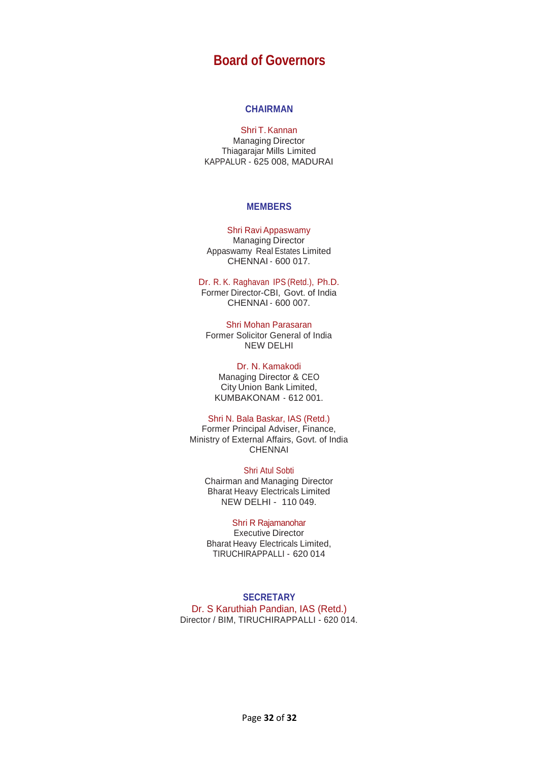# Board of Governors

## CHAIRMAN

Shri T. Kannan
Managing Director
Thiagarajar Mills Limited
KAPPALUR - 625 008, MADURAI

## MEMBERS

Shri Ravi Appaswamy
Managing Director
Appaswamy Real Estates Limited
CHENNAI - 600 017.

Dr. R. K. Raghavan IPS (Retd.), Ph.D.
Former Director-CBI, Govt. of India
CHENNAI - 600 007.

Shri Mohan Parasaran
Former Solicitor General of India
NEW DELHI

Dr. N. Kamakodi
Managing Director & CEO
City Union Bank Limited,
KUMBAKONAM - 612 001.

Shri N. Bala Baskar, IAS (Retd.)
Former Principal Adviser, Finance,
Ministry of External Affairs, Govt. of India
CHENNAI

Shri Atul Sobti
Chairman and Managing Director
Bharat Heavy Electricals Limited
NEW DELHI - 110 049.

Shri R Rajamanohar
Executive Director
Bharat Heavy Electricals Limited,
TIRUCHIRAPPALLI - 620 014

## SECRETARY

Dr. S Karuthiah Pandian, IAS (Retd.)
Director / BIM, TIRUCHIRAPPALLI - 620 014.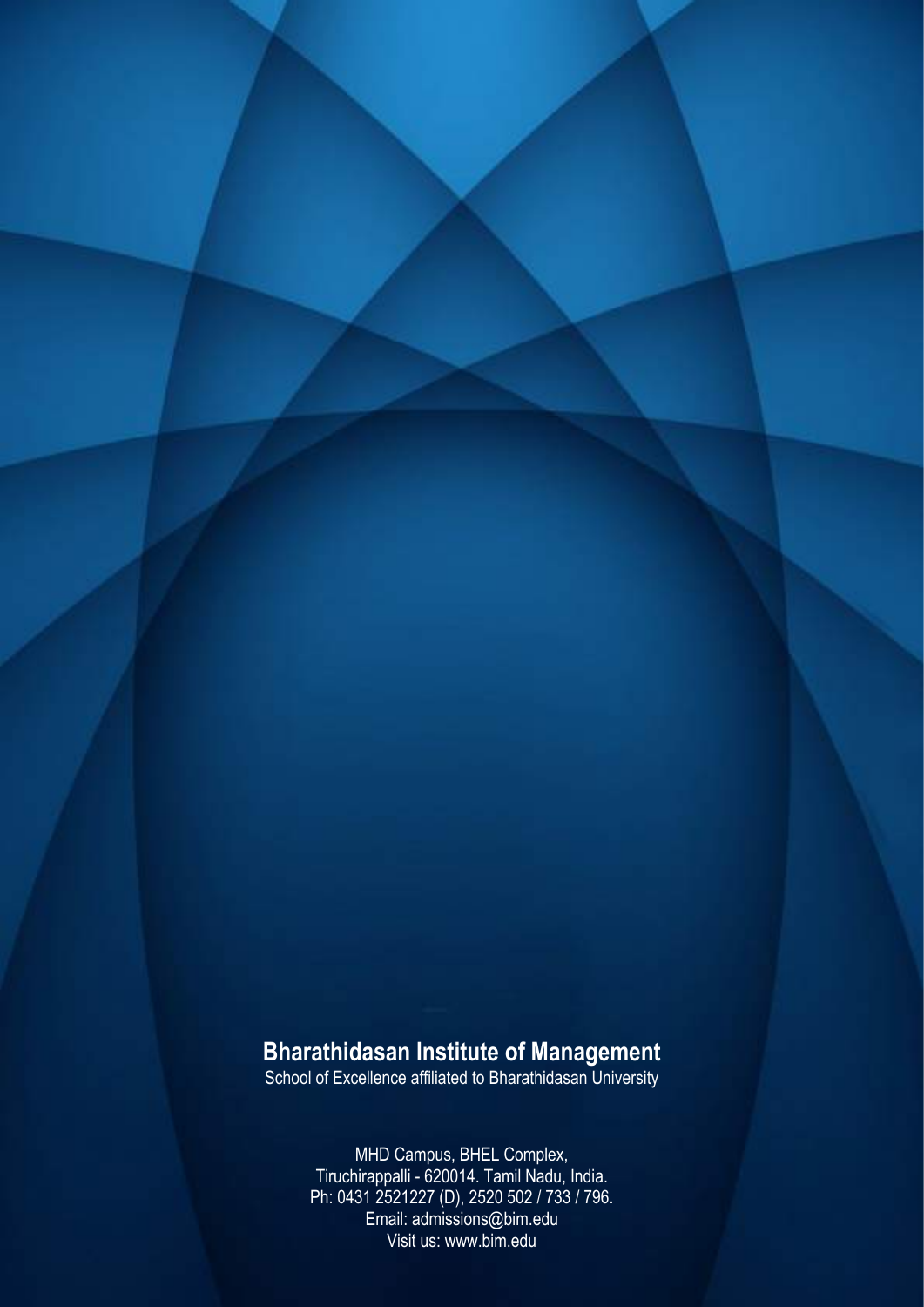**Bharathidasan Institute of Management**

School of Excellence affiliated to Bharathidasan University

MHD Campus, BHEL Complex,
Tiruchirappalli - 620014. Tamil Nadu, India.
Ph: 0431 2521227 (D), 2520 502 / 733 / 796.
Email: admissions@bim.edu
Visit us: www.bim.edu